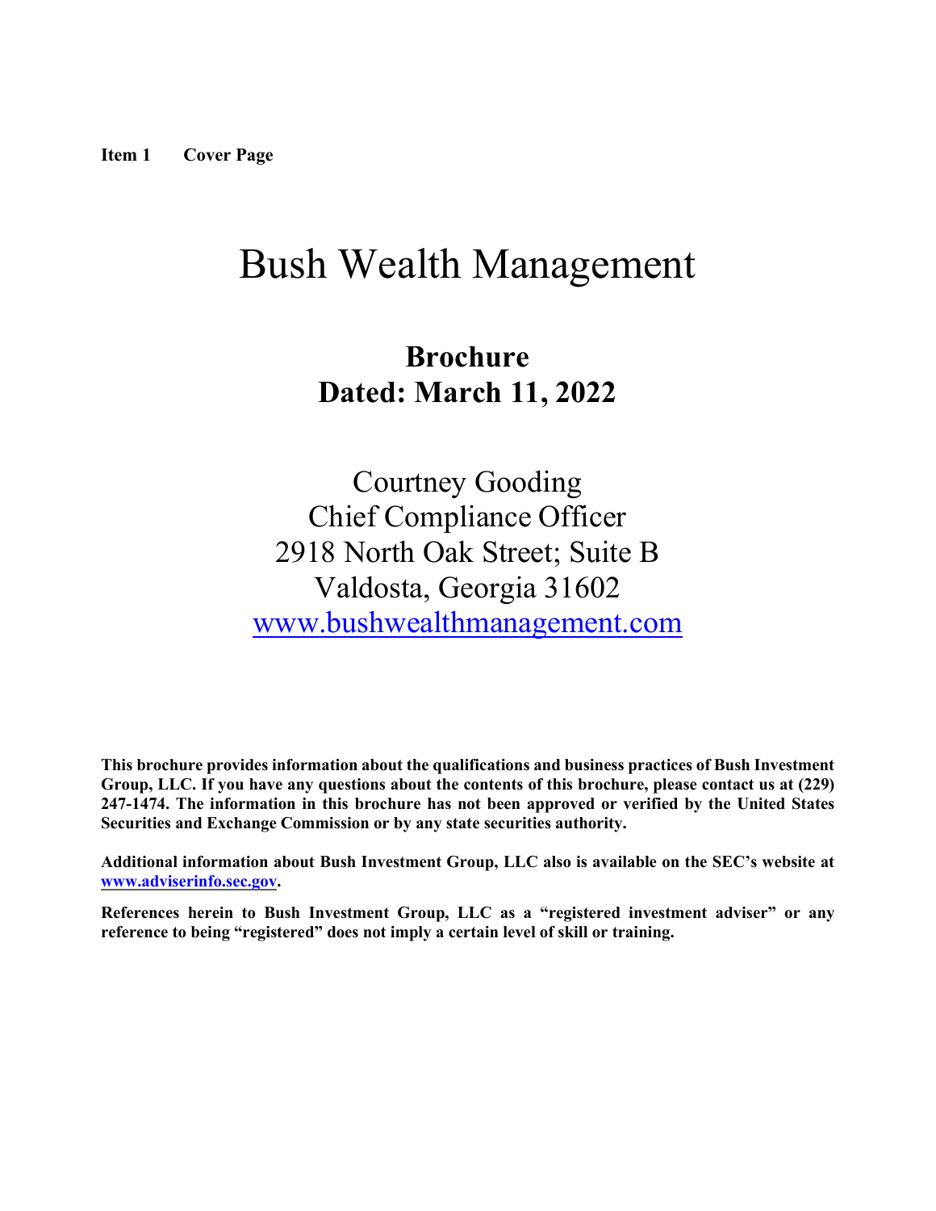**Item 1 Cover Page**

# Bush Wealth Management

## Brochure
## Dated: March 11, 2022

Courtney Gooding
Chief Compliance Officer
2918 North Oak Street; Suite B
Valdosta, Georgia 31602
www.bushwealthmanagement.com

**This brochure provides information about the qualifications and business practices of Bush Investment Group, LLC. If you have any questions about the contents of this brochure, please contact us at (229) 247-1474. The information in this brochure has not been approved or verified by the United States Securities and Exchange Commission or by any state securities authority.**

**Additional information about Bush Investment Group, LLC also is available on the SEC's website at www.adviserinfo.sec.gov.**

**References herein to Bush Investment Group, LLC as a "registered investment adviser" or any reference to being "registered" does not imply a certain level of skill or training.**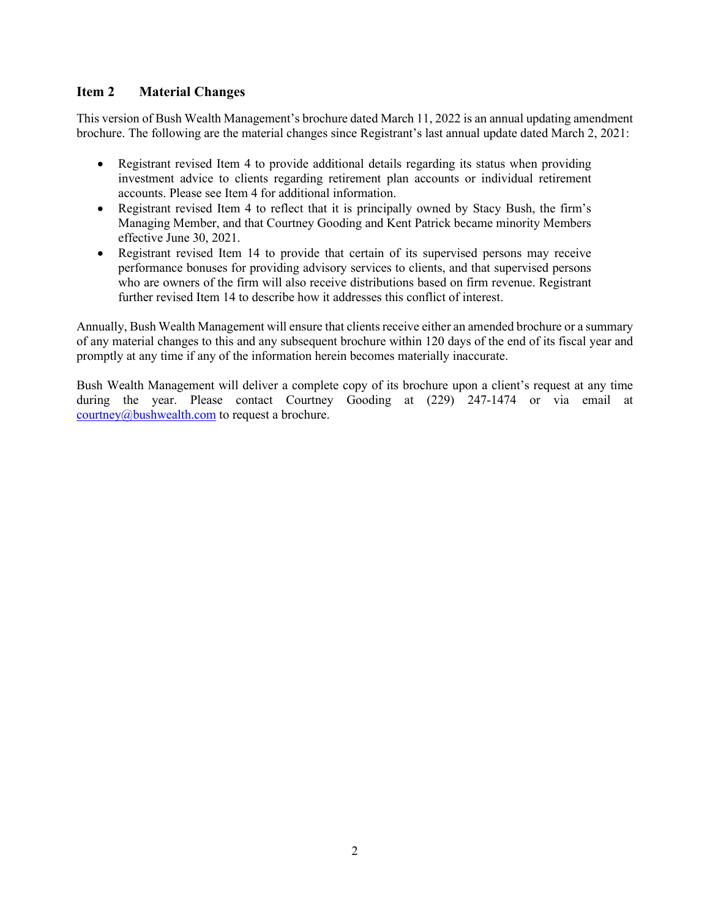## Item 2 Material Changes

This version of Bush Wealth Management's brochure dated March 11, 2022 is an annual updating amendment brochure. The following are the material changes since Registrant's last annual update dated March 2, 2021:

- Registrant revised Item 4 to provide additional details regarding its status when providing investment advice to clients regarding retirement plan accounts or individual retirement accounts. Please see Item 4 for additional information.
- Registrant revised Item 4 to reflect that it is principally owned by Stacy Bush, the firm's Managing Member, and that Courtney Gooding and Kent Patrick became minority Members effective June 30, 2021.
- Registrant revised Item 14 to provide that certain of its supervised persons may receive performance bonuses for providing advisory services to clients, and that supervised persons who are owners of the firm will also receive distributions based on firm revenue. Registrant further revised Item 14 to describe how it addresses this conflict of interest.

Annually, Bush Wealth Management will ensure that clients receive either an amended brochure or a summary of any material changes to this and any subsequent brochure within 120 days of the end of its fiscal year and promptly at any time if any of the information herein becomes materially inaccurate.

Bush Wealth Management will deliver a complete copy of its brochure upon a client's request at any time during the year. Please contact Courtney Gooding at (229) 247-1474 or via email at courtney@bushwealth.com to request a brochure.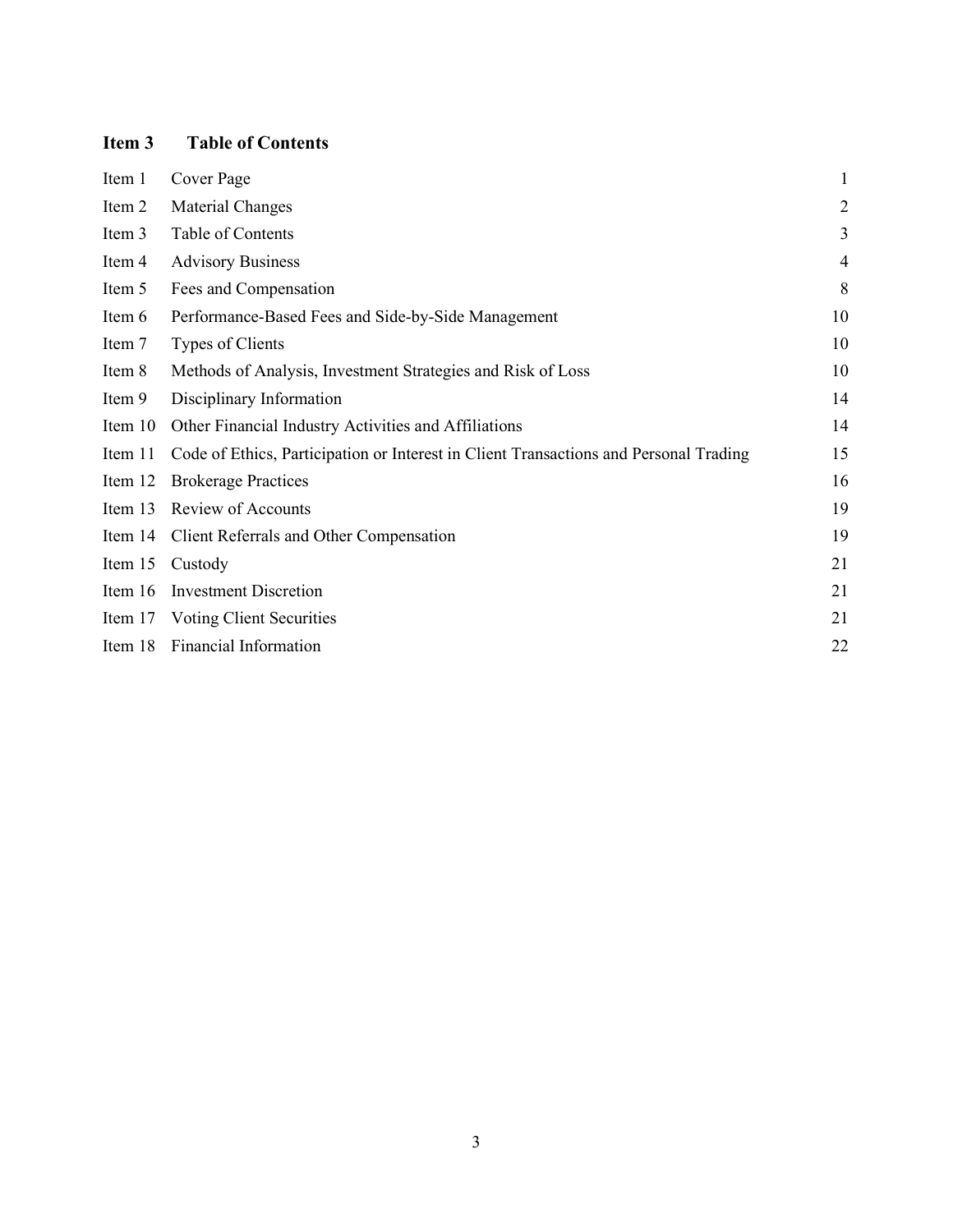## Item 3 Table of Contents

| | | |
|---|---|---|
| Item 1 | Cover Page | 1 |
| Item 2 | Material Changes | 2 |
| Item 3 | Table of Contents | 3 |
| Item 4 | Advisory Business | 4 |
| Item 5 | Fees and Compensation | 8 |
| Item 6 | Performance-Based Fees and Side-by-Side Management | 10 |
| Item 7 | Types of Clients | 10 |
| Item 8 | Methods of Analysis, Investment Strategies and Risk of Loss | 10 |
| Item 9 | Disciplinary Information | 14 |
| Item 10 | Other Financial Industry Activities and Affiliations | 14 |
| Item 11 | Code of Ethics, Participation or Interest in Client Transactions and Personal Trading | 15 |
| Item 12 | Brokerage Practices | 16 |
| Item 13 | Review of Accounts | 19 |
| Item 14 | Client Referrals and Other Compensation | 19 |
| Item 15 | Custody | 21 |
| Item 16 | Investment Discretion | 21 |
| Item 17 | Voting Client Securities | 21 |
| Item 18 | Financial Information | 22 |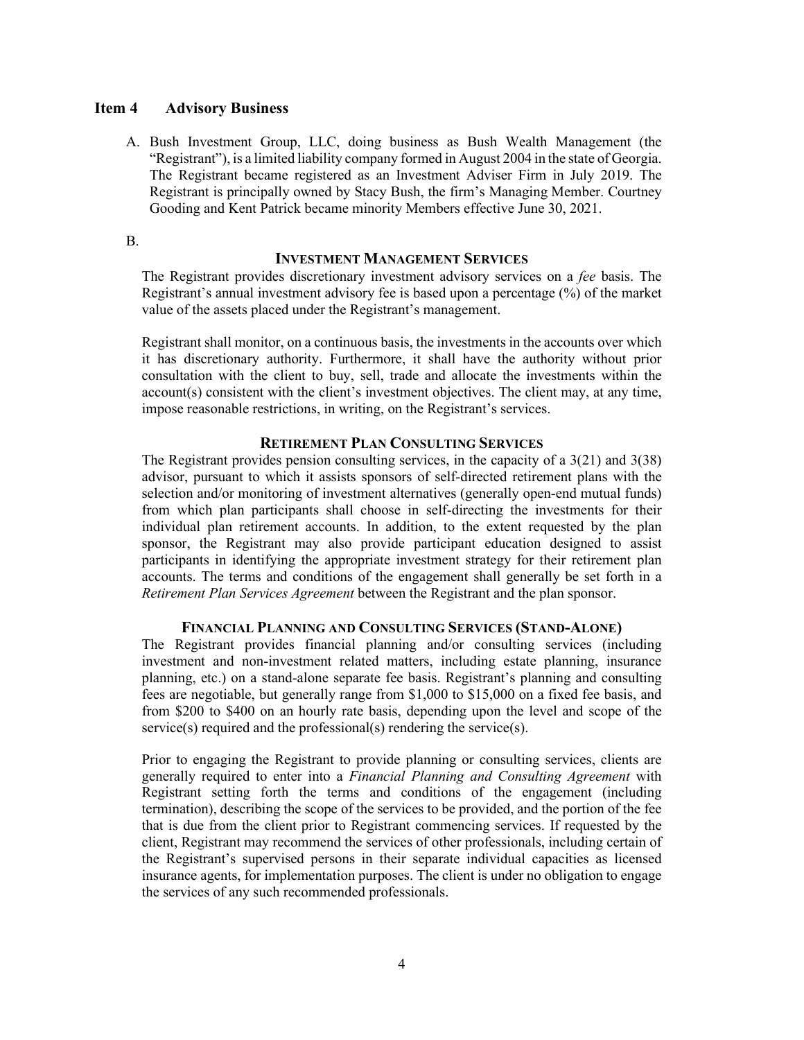## Item 4 Advisory Business

A. Bush Investment Group, LLC, doing business as Bush Wealth Management (the "Registrant"), is a limited liability company formed in August 2004 in the state of Georgia. The Registrant became registered as an Investment Adviser Firm in July 2019. The Registrant is principally owned by Stacy Bush, the firm's Managing Member. Courtney Gooding and Kent Patrick became minority Members effective June 30, 2021.

B.

### INVESTMENT MANAGEMENT SERVICES

The Registrant provides discretionary investment advisory services on a *fee* basis. The Registrant's annual investment advisory fee is based upon a percentage (%) of the market value of the assets placed under the Registrant's management.

Registrant shall monitor, on a continuous basis, the investments in the accounts over which it has discretionary authority. Furthermore, it shall have the authority without prior consultation with the client to buy, sell, trade and allocate the investments within the account(s) consistent with the client's investment objectives. The client may, at any time, impose reasonable restrictions, in writing, on the Registrant's services.

### RETIREMENT PLAN CONSULTING SERVICES

The Registrant provides pension consulting services, in the capacity of a 3(21) and 3(38) advisor, pursuant to which it assists sponsors of self-directed retirement plans with the selection and/or monitoring of investment alternatives (generally open-end mutual funds) from which plan participants shall choose in self-directing the investments for their individual plan retirement accounts. In addition, to the extent requested by the plan sponsor, the Registrant may also provide participant education designed to assist participants in identifying the appropriate investment strategy for their retirement plan accounts. The terms and conditions of the engagement shall generally be set forth in a *Retirement Plan Services Agreement* between the Registrant and the plan sponsor.

### FINANCIAL PLANNING AND CONSULTING SERVICES (STAND-ALONE)

The Registrant provides financial planning and/or consulting services (including investment and non-investment related matters, including estate planning, insurance planning, etc.) on a stand-alone separate fee basis. Registrant's planning and consulting fees are negotiable, but generally range from $1,000 to $15,000 on a fixed fee basis, and from $200 to $400 on an hourly rate basis, depending upon the level and scope of the service(s) required and the professional(s) rendering the service(s).

Prior to engaging the Registrant to provide planning or consulting services, clients are generally required to enter into a *Financial Planning and Consulting Agreement* with Registrant setting forth the terms and conditions of the engagement (including termination), describing the scope of the services to be provided, and the portion of the fee that is due from the client prior to Registrant commencing services. If requested by the client, Registrant may recommend the services of other professionals, including certain of the Registrant's supervised persons in their separate individual capacities as licensed insurance agents, for implementation purposes. The client is under no obligation to engage the services of any such recommended professionals.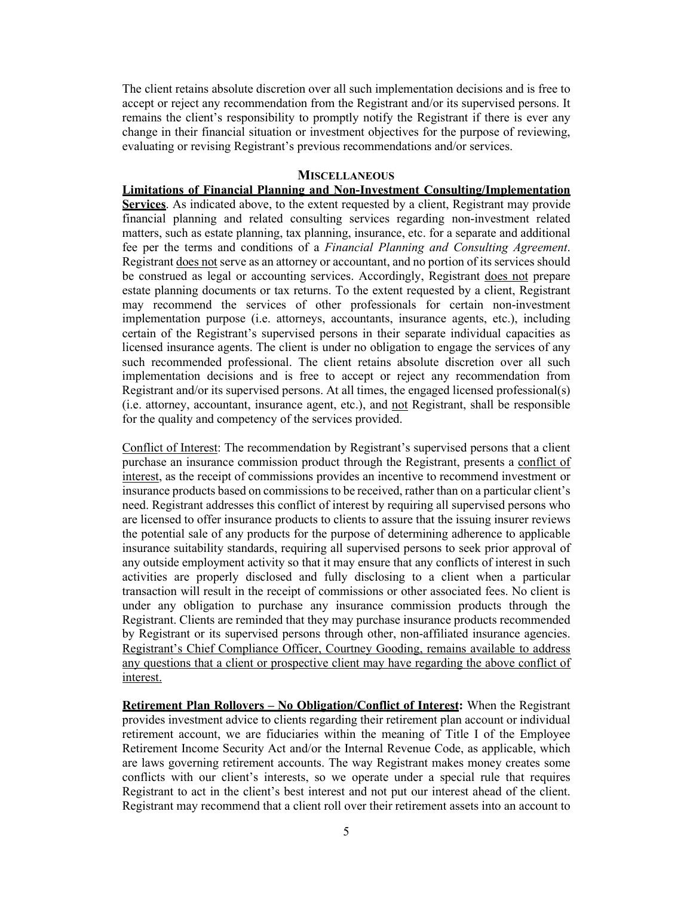The client retains absolute discretion over all such implementation decisions and is free to accept or reject any recommendation from the Registrant and/or its supervised persons. It remains the client's responsibility to promptly notify the Registrant if there is ever any change in their financial situation or investment objectives for the purpose of reviewing, evaluating or revising Registrant's previous recommendations and/or services.

### MISCELLANEOUS

**Limitations of Financial Planning and Non-Investment Consulting/Implementation Services**. As indicated above, to the extent requested by a client, Registrant may provide financial planning and related consulting services regarding non-investment related matters, such as estate planning, tax planning, insurance, etc. for a separate and additional fee per the terms and conditions of a *Financial Planning and Consulting Agreement*. Registrant does not serve as an attorney or accountant, and no portion of its services should be construed as legal or accounting services. Accordingly, Registrant does not prepare estate planning documents or tax returns. To the extent requested by a client, Registrant may recommend the services of other professionals for certain non-investment implementation purpose (i.e. attorneys, accountants, insurance agents, etc.), including certain of the Registrant's supervised persons in their separate individual capacities as licensed insurance agents. The client is under no obligation to engage the services of any such recommended professional. The client retains absolute discretion over all such implementation decisions and is free to accept or reject any recommendation from Registrant and/or its supervised persons. At all times, the engaged licensed professional(s) (i.e. attorney, accountant, insurance agent, etc.), and not Registrant, shall be responsible for the quality and competency of the services provided.

Conflict of Interest: The recommendation by Registrant's supervised persons that a client purchase an insurance commission product through the Registrant, presents a conflict of interest, as the receipt of commissions provides an incentive to recommend investment or insurance products based on commissions to be received, rather than on a particular client's need. Registrant addresses this conflict of interest by requiring all supervised persons who are licensed to offer insurance products to clients to assure that the issuing insurer reviews the potential sale of any products for the purpose of determining adherence to applicable insurance suitability standards, requiring all supervised persons to seek prior approval of any outside employment activity so that it may ensure that any conflicts of interest in such activities are properly disclosed and fully disclosing to a client when a particular transaction will result in the receipt of commissions or other associated fees. No client is under any obligation to purchase any insurance commission products through the Registrant. Clients are reminded that they may purchase insurance products recommended by Registrant or its supervised persons through other, non-affiliated insurance agencies. Registrant's Chief Compliance Officer, Courtney Gooding, remains available to address any questions that a client or prospective client may have regarding the above conflict of interest.

**Retirement Plan Rollovers – No Obligation/Conflict of Interest:** When the Registrant provides investment advice to clients regarding their retirement plan account or individual retirement account, we are fiduciaries within the meaning of Title I of the Employee Retirement Income Security Act and/or the Internal Revenue Code, as applicable, which are laws governing retirement accounts. The way Registrant makes money creates some conflicts with our client's interests, so we operate under a special rule that requires Registrant to act in the client's best interest and not put our interest ahead of the client. Registrant may recommend that a client roll over their retirement assets into an account to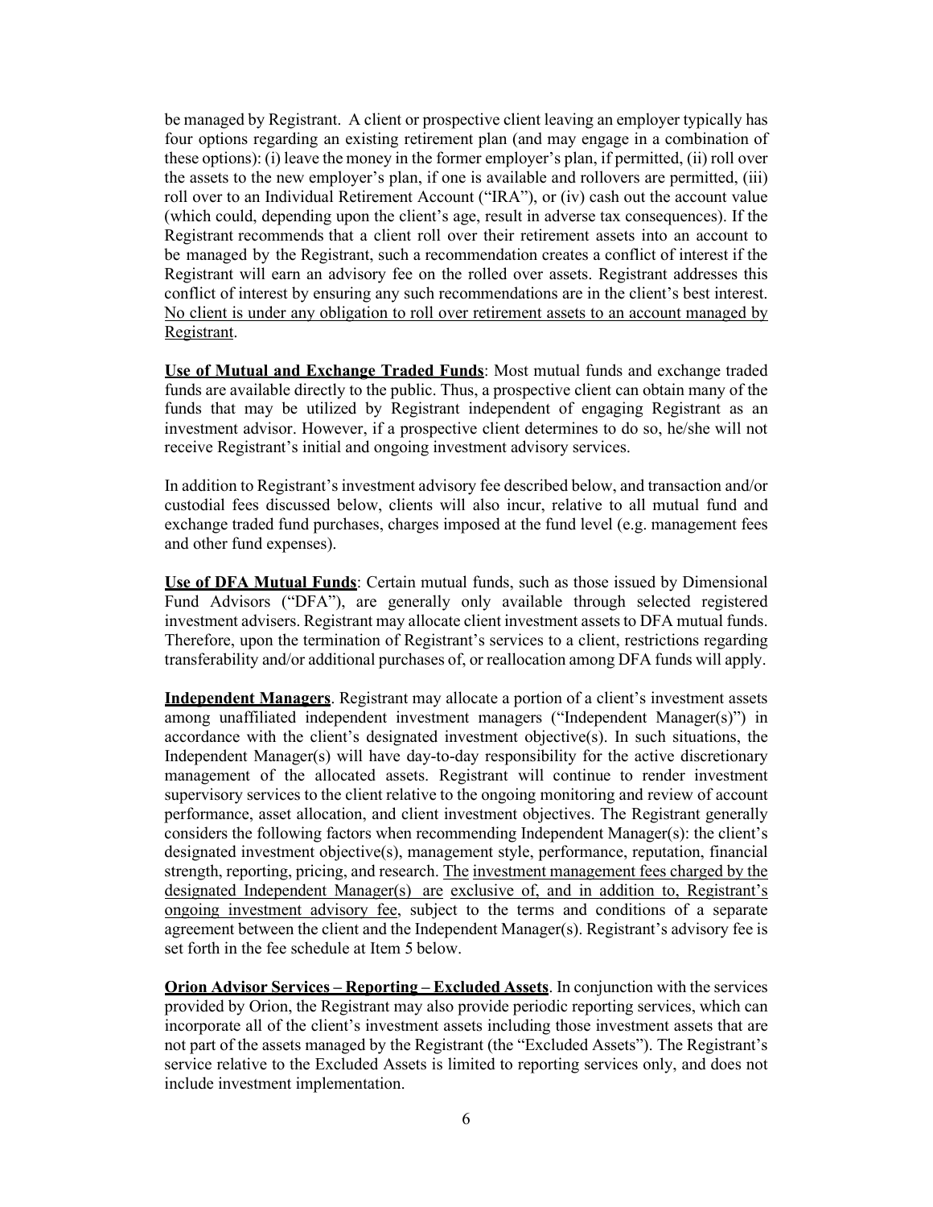be managed by Registrant. A client or prospective client leaving an employer typically has four options regarding an existing retirement plan (and may engage in a combination of these options): (i) leave the money in the former employer's plan, if permitted, (ii) roll over the assets to the new employer's plan, if one is available and rollovers are permitted, (iii) roll over to an Individual Retirement Account ("IRA"), or (iv) cash out the account value (which could, depending upon the client's age, result in adverse tax consequences). If the Registrant recommends that a client roll over their retirement assets into an account to be managed by the Registrant, such a recommendation creates a conflict of interest if the Registrant will earn an advisory fee on the rolled over assets. Registrant addresses this conflict of interest by ensuring any such recommendations are in the client's best interest. No client is under any obligation to roll over retirement assets to an account managed by Registrant.

**Use of Mutual and Exchange Traded Funds**: Most mutual funds and exchange traded funds are available directly to the public. Thus, a prospective client can obtain many of the funds that may be utilized by Registrant independent of engaging Registrant as an investment advisor. However, if a prospective client determines to do so, he/she will not receive Registrant's initial and ongoing investment advisory services.

In addition to Registrant's investment advisory fee described below, and transaction and/or custodial fees discussed below, clients will also incur, relative to all mutual fund and exchange traded fund purchases, charges imposed at the fund level (e.g. management fees and other fund expenses).

**Use of DFA Mutual Funds**: Certain mutual funds, such as those issued by Dimensional Fund Advisors ("DFA"), are generally only available through selected registered investment advisers. Registrant may allocate client investment assets to DFA mutual funds. Therefore, upon the termination of Registrant's services to a client, restrictions regarding transferability and/or additional purchases of, or reallocation among DFA funds will apply.

**Independent Managers**. Registrant may allocate a portion of a client's investment assets among unaffiliated independent investment managers ("Independent Manager(s)") in accordance with the client's designated investment objective(s). In such situations, the Independent Manager(s) will have day-to-day responsibility for the active discretionary management of the allocated assets. Registrant will continue to render investment supervisory services to the client relative to the ongoing monitoring and review of account performance, asset allocation, and client investment objectives. The Registrant generally considers the following factors when recommending Independent Manager(s): the client's designated investment objective(s), management style, performance, reputation, financial strength, reporting, pricing, and research. The investment management fees charged by the designated Independent Manager(s) are exclusive of, and in addition to, Registrant's ongoing investment advisory fee, subject to the terms and conditions of a separate agreement between the client and the Independent Manager(s). Registrant's advisory fee is set forth in the fee schedule at Item 5 below.

**Orion Advisor Services – Reporting – Excluded Assets**. In conjunction with the services provided by Orion, the Registrant may also provide periodic reporting services, which can incorporate all of the client's investment assets including those investment assets that are not part of the assets managed by the Registrant (the "Excluded Assets"). The Registrant's service relative to the Excluded Assets is limited to reporting services only, and does not include investment implementation.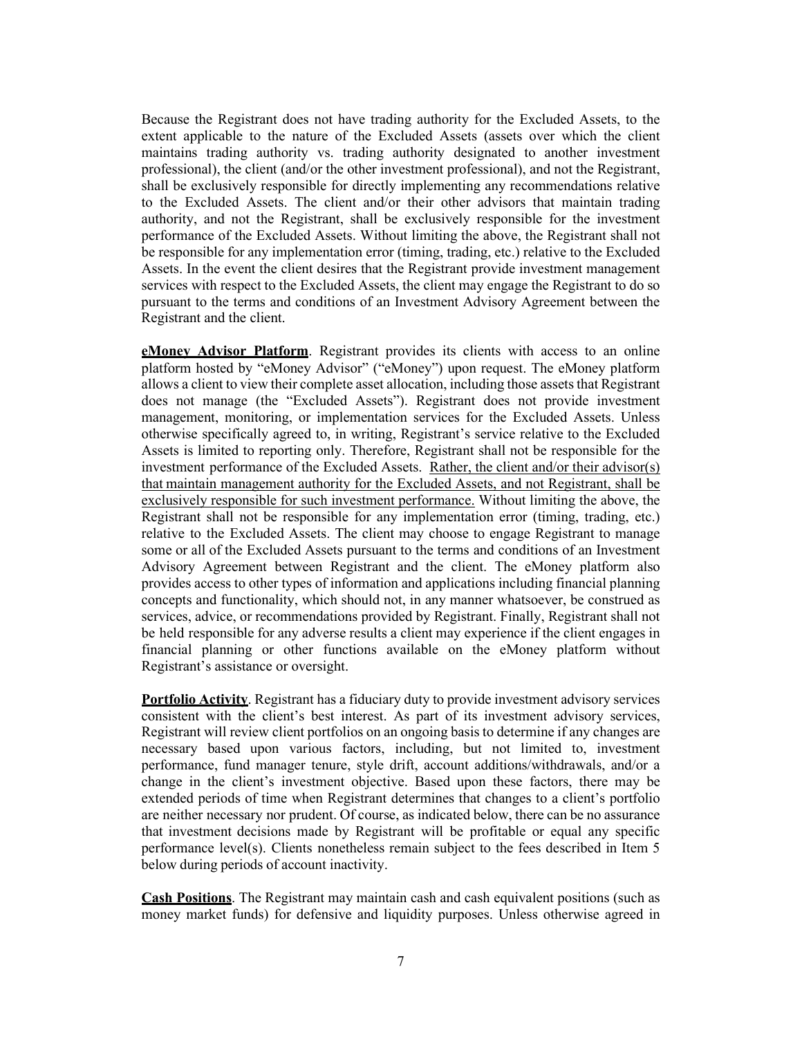Because the Registrant does not have trading authority for the Excluded Assets, to the extent applicable to the nature of the Excluded Assets (assets over which the client maintains trading authority vs. trading authority designated to another investment professional), the client (and/or the other investment professional), and not the Registrant, shall be exclusively responsible for directly implementing any recommendations relative to the Excluded Assets. The client and/or their other advisors that maintain trading authority, and not the Registrant, shall be exclusively responsible for the investment performance of the Excluded Assets. Without limiting the above, the Registrant shall not be responsible for any implementation error (timing, trading, etc.) relative to the Excluded Assets. In the event the client desires that the Registrant provide investment management services with respect to the Excluded Assets, the client may engage the Registrant to do so pursuant to the terms and conditions of an Investment Advisory Agreement between the Registrant and the client.

**eMoney Advisor Platform**. Registrant provides its clients with access to an online platform hosted by "eMoney Advisor" ("eMoney") upon request. The eMoney platform allows a client to view their complete asset allocation, including those assets that Registrant does not manage (the "Excluded Assets"). Registrant does not provide investment management, monitoring, or implementation services for the Excluded Assets. Unless otherwise specifically agreed to, in writing, Registrant's service relative to the Excluded Assets is limited to reporting only. Therefore, Registrant shall not be responsible for the investment performance of the Excluded Assets. Rather, the client and/or their advisor(s) that maintain management authority for the Excluded Assets, and not Registrant, shall be exclusively responsible for such investment performance. Without limiting the above, the Registrant shall not be responsible for any implementation error (timing, trading, etc.) relative to the Excluded Assets. The client may choose to engage Registrant to manage some or all of the Excluded Assets pursuant to the terms and conditions of an Investment Advisory Agreement between Registrant and the client. The eMoney platform also provides access to other types of information and applications including financial planning concepts and functionality, which should not, in any manner whatsoever, be construed as services, advice, or recommendations provided by Registrant. Finally, Registrant shall not be held responsible for any adverse results a client may experience if the client engages in financial planning or other functions available on the eMoney platform without Registrant's assistance or oversight.

**Portfolio Activity**. Registrant has a fiduciary duty to provide investment advisory services consistent with the client's best interest. As part of its investment advisory services, Registrant will review client portfolios on an ongoing basis to determine if any changes are necessary based upon various factors, including, but not limited to, investment performance, fund manager tenure, style drift, account additions/withdrawals, and/or a change in the client's investment objective. Based upon these factors, there may be extended periods of time when Registrant determines that changes to a client's portfolio are neither necessary nor prudent. Of course, as indicated below, there can be no assurance that investment decisions made by Registrant will be profitable or equal any specific performance level(s). Clients nonetheless remain subject to the fees described in Item 5 below during periods of account inactivity.

**Cash Positions**. The Registrant may maintain cash and cash equivalent positions (such as money market funds) for defensive and liquidity purposes. Unless otherwise agreed in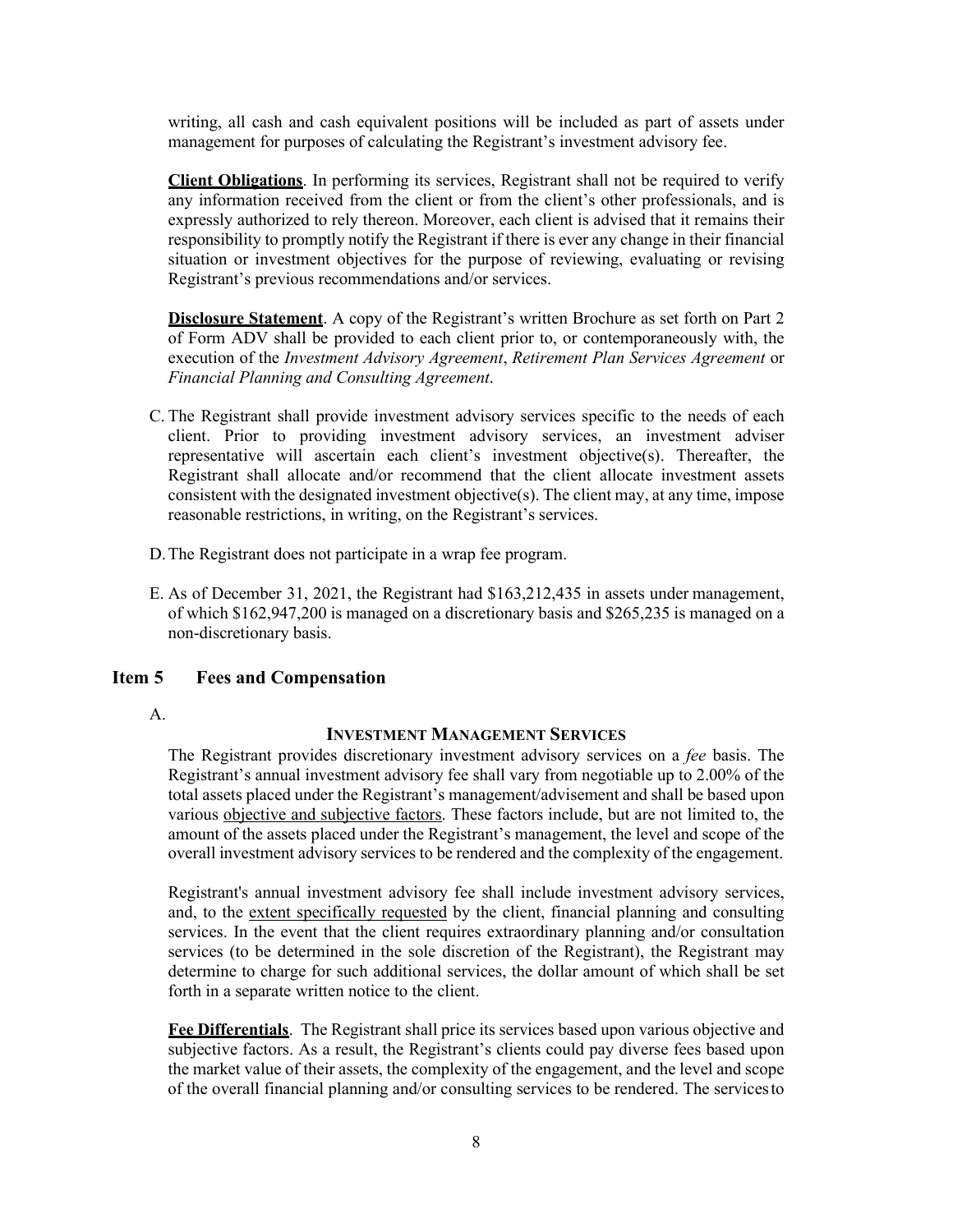writing, all cash and cash equivalent positions will be included as part of assets under management for purposes of calculating the Registrant's investment advisory fee.

**Client Obligations**. In performing its services, Registrant shall not be required to verify any information received from the client or from the client's other professionals, and is expressly authorized to rely thereon. Moreover, each client is advised that it remains their responsibility to promptly notify the Registrant if there is ever any change in their financial situation or investment objectives for the purpose of reviewing, evaluating or revising Registrant's previous recommendations and/or services.

**Disclosure Statement**. A copy of the Registrant's written Brochure as set forth on Part 2 of Form ADV shall be provided to each client prior to, or contemporaneously with, the execution of the *Investment Advisory Agreement*, *Retirement Plan Services Agreement* or *Financial Planning and Consulting Agreement*.

C. The Registrant shall provide investment advisory services specific to the needs of each client. Prior to providing investment advisory services, an investment adviser representative will ascertain each client's investment objective(s). Thereafter, the Registrant shall allocate and/or recommend that the client allocate investment assets consistent with the designated investment objective(s). The client may, at any time, impose reasonable restrictions, in writing, on the Registrant's services.

D. The Registrant does not participate in a wrap fee program.

E. As of December 31, 2021, the Registrant had $163,212,435 in assets under management, of which $162,947,200 is managed on a discretionary basis and $265,235 is managed on a non-discretionary basis.

## Item 5 Fees and Compensation

A.

### INVESTMENT MANAGEMENT SERVICES

The Registrant provides discretionary investment advisory services on a *fee* basis. The Registrant's annual investment advisory fee shall vary from negotiable up to 2.00% of the total assets placed under the Registrant's management/advisement and shall be based upon various objective and subjective factors. These factors include, but are not limited to, the amount of the assets placed under the Registrant's management, the level and scope of the overall investment advisory services to be rendered and the complexity of the engagement.

Registrant's annual investment advisory fee shall include investment advisory services, and, to the extent specifically requested by the client, financial planning and consulting services. In the event that the client requires extraordinary planning and/or consultation services (to be determined in the sole discretion of the Registrant), the Registrant may determine to charge for such additional services, the dollar amount of which shall be set forth in a separate written notice to the client.

**Fee Differentials**. The Registrant shall price its services based upon various objective and subjective factors. As a result, the Registrant's clients could pay diverse fees based upon the market value of their assets, the complexity of the engagement, and the level and scope of the overall financial planning and/or consulting services to be rendered. The services to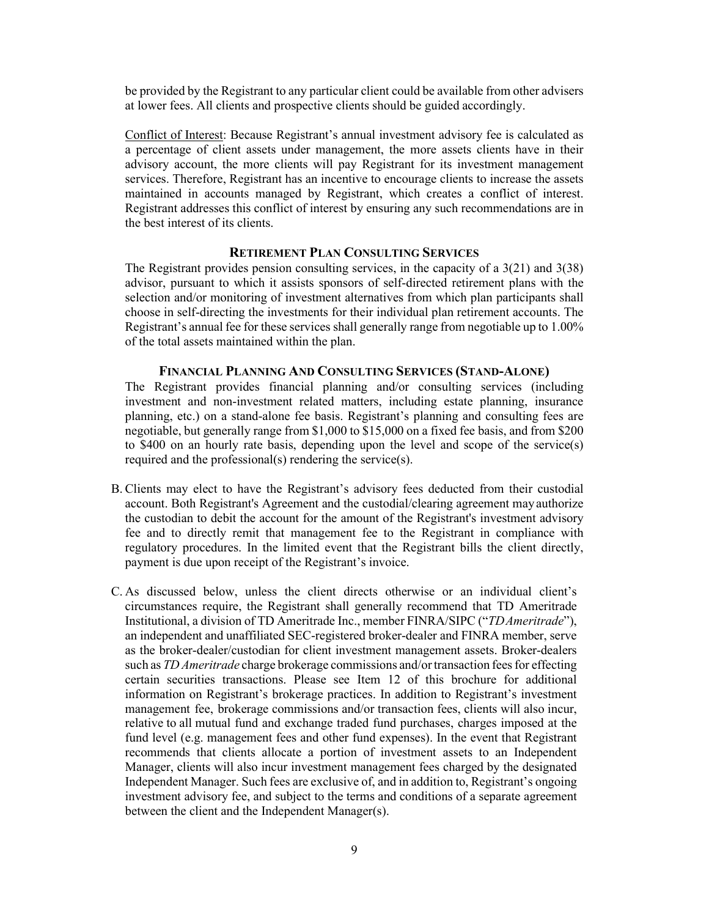be provided by the Registrant to any particular client could be available from other advisers at lower fees. All clients and prospective clients should be guided accordingly.

Conflict of Interest: Because Registrant's annual investment advisory fee is calculated as a percentage of client assets under management, the more assets clients have in their advisory account, the more clients will pay Registrant for its investment management services. Therefore, Registrant has an incentive to encourage clients to increase the assets maintained in accounts managed by Registrant, which creates a conflict of interest. Registrant addresses this conflict of interest by ensuring any such recommendations are in the best interest of its clients.

### RETIREMENT PLAN CONSULTING SERVICES

The Registrant provides pension consulting services, in the capacity of a 3(21) and 3(38) advisor, pursuant to which it assists sponsors of self-directed retirement plans with the selection and/or monitoring of investment alternatives from which plan participants shall choose in self-directing the investments for their individual plan retirement accounts. The Registrant's annual fee for these services shall generally range from negotiable up to 1.00% of the total assets maintained within the plan.

### FINANCIAL PLANNING AND CONSULTING SERVICES (STAND-ALONE)

The Registrant provides financial planning and/or consulting services (including investment and non-investment related matters, including estate planning, insurance planning, etc.) on a stand-alone fee basis. Registrant's planning and consulting fees are negotiable, but generally range from $1,000 to $15,000 on a fixed fee basis, and from $200 to $400 on an hourly rate basis, depending upon the level and scope of the service(s) required and the professional(s) rendering the service(s).

B. Clients may elect to have the Registrant's advisory fees deducted from their custodial account. Both Registrant's Agreement and the custodial/clearing agreement may authorize the custodian to debit the account for the amount of the Registrant's investment advisory fee and to directly remit that management fee to the Registrant in compliance with regulatory procedures. In the limited event that the Registrant bills the client directly, payment is due upon receipt of the Registrant's invoice.

C. As discussed below, unless the client directs otherwise or an individual client's circumstances require, the Registrant shall generally recommend that TD Ameritrade Institutional, a division of TD Ameritrade Inc., member FINRA/SIPC ("*TD Ameritrade*"), an independent and unaffiliated SEC-registered broker-dealer and FINRA member, serve as the broker-dealer/custodian for client investment management assets. Broker-dealers such as *TD Ameritrade* charge brokerage commissions and/or transaction fees for effecting certain securities transactions. Please see Item 12 of this brochure for additional information on Registrant's brokerage practices. In addition to Registrant's investment management fee, brokerage commissions and/or transaction fees, clients will also incur, relative to all mutual fund and exchange traded fund purchases, charges imposed at the fund level (e.g. management fees and other fund expenses). In the event that Registrant recommends that clients allocate a portion of investment assets to an Independent Manager, clients will also incur investment management fees charged by the designated Independent Manager. Such fees are exclusive of, and in addition to, Registrant's ongoing investment advisory fee, and subject to the terms and conditions of a separate agreement between the client and the Independent Manager(s).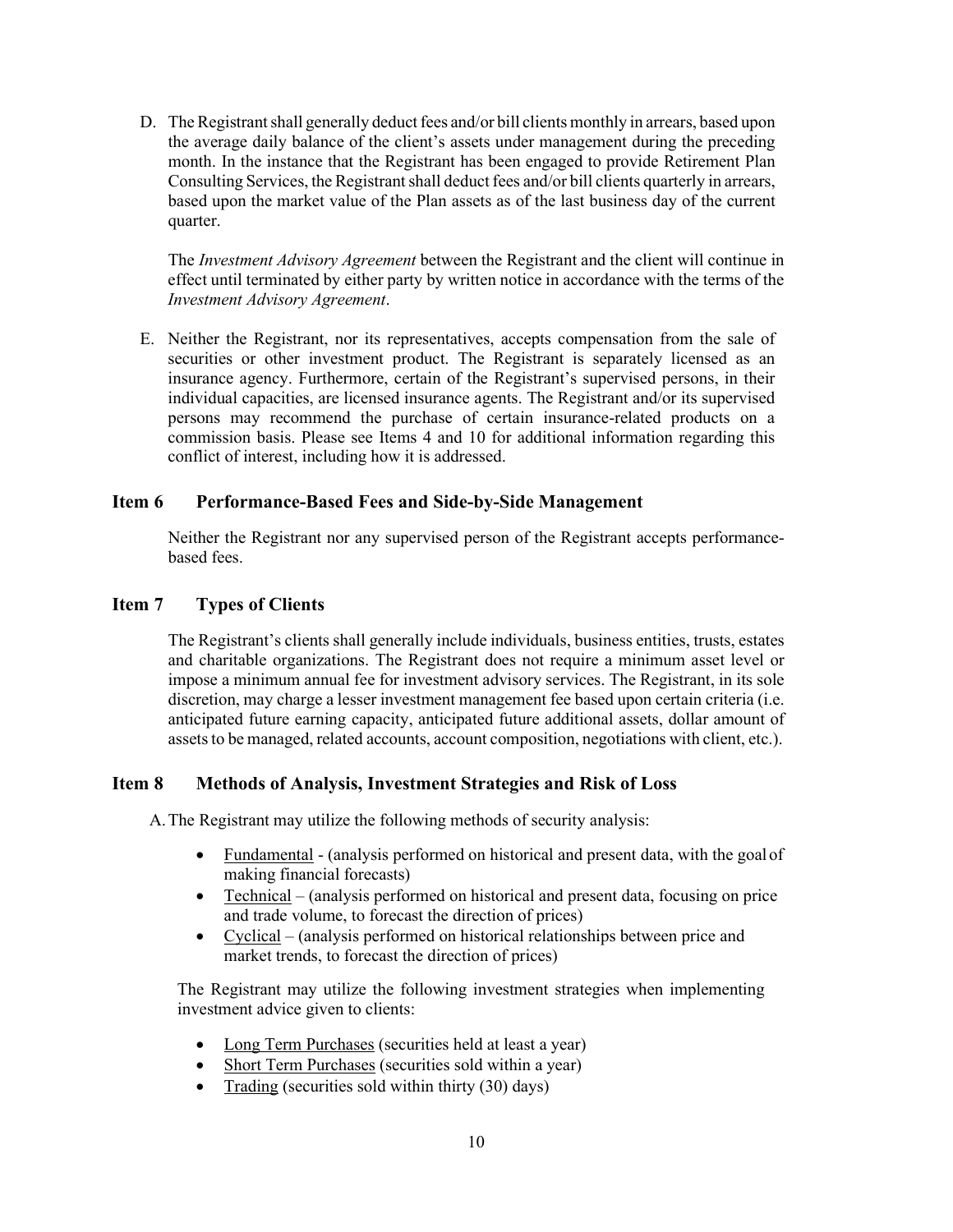D. The Registrant shall generally deduct fees and/or bill clients monthly in arrears, based upon the average daily balance of the client's assets under management during the preceding month. In the instance that the Registrant has been engaged to provide Retirement Plan Consulting Services, the Registrant shall deduct fees and/or bill clients quarterly in arrears, based upon the market value of the Plan assets as of the last business day of the current quarter.

   The *Investment Advisory Agreement* between the Registrant and the client will continue in effect until terminated by either party by written notice in accordance with the terms of the *Investment Advisory Agreement*.

E. Neither the Registrant, nor its representatives, accepts compensation from the sale of securities or other investment product. The Registrant is separately licensed as an insurance agency. Furthermore, certain of the Registrant's supervised persons, in their individual capacities, are licensed insurance agents. The Registrant and/or its supervised persons may recommend the purchase of certain insurance-related products on a commission basis. Please see Items 4 and 10 for additional information regarding this conflict of interest, including how it is addressed.

## Item 6 Performance-Based Fees and Side-by-Side Management

Neither the Registrant nor any supervised person of the Registrant accepts performance-based fees.

## Item 7 Types of Clients

The Registrant's clients shall generally include individuals, business entities, trusts, estates and charitable organizations. The Registrant does not require a minimum asset level or impose a minimum annual fee for investment advisory services. The Registrant, in its sole discretion, may charge a lesser investment management fee based upon certain criteria (i.e. anticipated future earning capacity, anticipated future additional assets, dollar amount of assets to be managed, related accounts, account composition, negotiations with client, etc.).

## Item 8 Methods of Analysis, Investment Strategies and Risk of Loss

A. The Registrant may utilize the following methods of security analysis:

- Fundamental - (analysis performed on historical and present data, with the goal of making financial forecasts)
- Technical – (analysis performed on historical and present data, focusing on price and trade volume, to forecast the direction of prices)
- Cyclical – (analysis performed on historical relationships between price and market trends, to forecast the direction of prices)

The Registrant may utilize the following investment strategies when implementing investment advice given to clients:

- Long Term Purchases (securities held at least a year)
- Short Term Purchases (securities sold within a year)
- Trading (securities sold within thirty (30) days)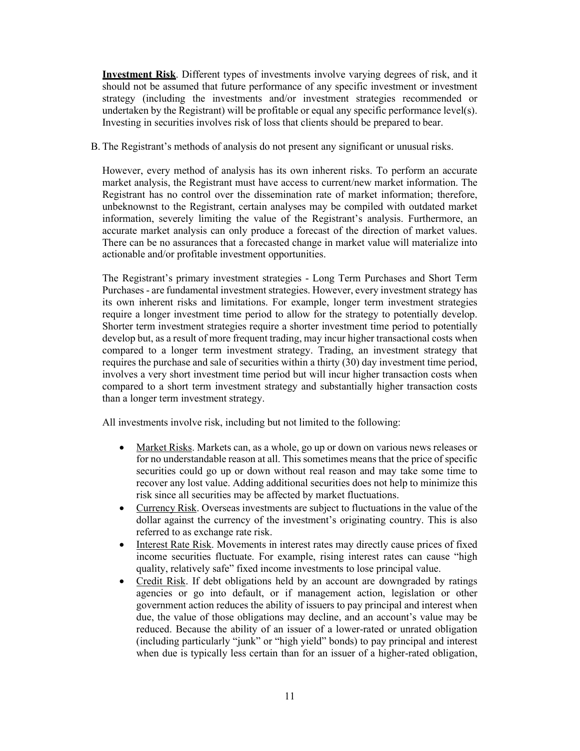**Investment Risk**. Different types of investments involve varying degrees of risk, and it should not be assumed that future performance of any specific investment or investment strategy (including the investments and/or investment strategies recommended or undertaken by the Registrant) will be profitable or equal any specific performance level(s). Investing in securities involves risk of loss that clients should be prepared to bear.

B. The Registrant's methods of analysis do not present any significant or unusual risks.

However, every method of analysis has its own inherent risks. To perform an accurate market analysis, the Registrant must have access to current/new market information. The Registrant has no control over the dissemination rate of market information; therefore, unbeknownst to the Registrant, certain analyses may be compiled with outdated market information, severely limiting the value of the Registrant's analysis. Furthermore, an accurate market analysis can only produce a forecast of the direction of market values. There can be no assurances that a forecasted change in market value will materialize into actionable and/or profitable investment opportunities.

The Registrant's primary investment strategies - Long Term Purchases and Short Term Purchases - are fundamental investment strategies. However, every investment strategy has its own inherent risks and limitations. For example, longer term investment strategies require a longer investment time period to allow for the strategy to potentially develop. Shorter term investment strategies require a shorter investment time period to potentially develop but, as a result of more frequent trading, may incur higher transactional costs when compared to a longer term investment strategy. Trading, an investment strategy that requires the purchase and sale of securities within a thirty (30) day investment time period, involves a very short investment time period but will incur higher transaction costs when compared to a short term investment strategy and substantially higher transaction costs than a longer term investment strategy.

All investments involve risk, including but not limited to the following:

- Market Risks. Markets can, as a whole, go up or down on various news releases or for no understandable reason at all. This sometimes means that the price of specific securities could go up or down without real reason and may take some time to recover any lost value. Adding additional securities does not help to minimize this risk since all securities may be affected by market fluctuations.
- Currency Risk. Overseas investments are subject to fluctuations in the value of the dollar against the currency of the investment's originating country. This is also referred to as exchange rate risk.
- Interest Rate Risk. Movements in interest rates may directly cause prices of fixed income securities fluctuate. For example, rising interest rates can cause "high quality, relatively safe" fixed income investments to lose principal value.
- Credit Risk. If debt obligations held by an account are downgraded by ratings agencies or go into default, or if management action, legislation or other government action reduces the ability of issuers to pay principal and interest when due, the value of those obligations may decline, and an account's value may be reduced. Because the ability of an issuer of a lower-rated or unrated obligation (including particularly "junk" or "high yield" bonds) to pay principal and interest when due is typically less certain than for an issuer of a higher-rated obligation,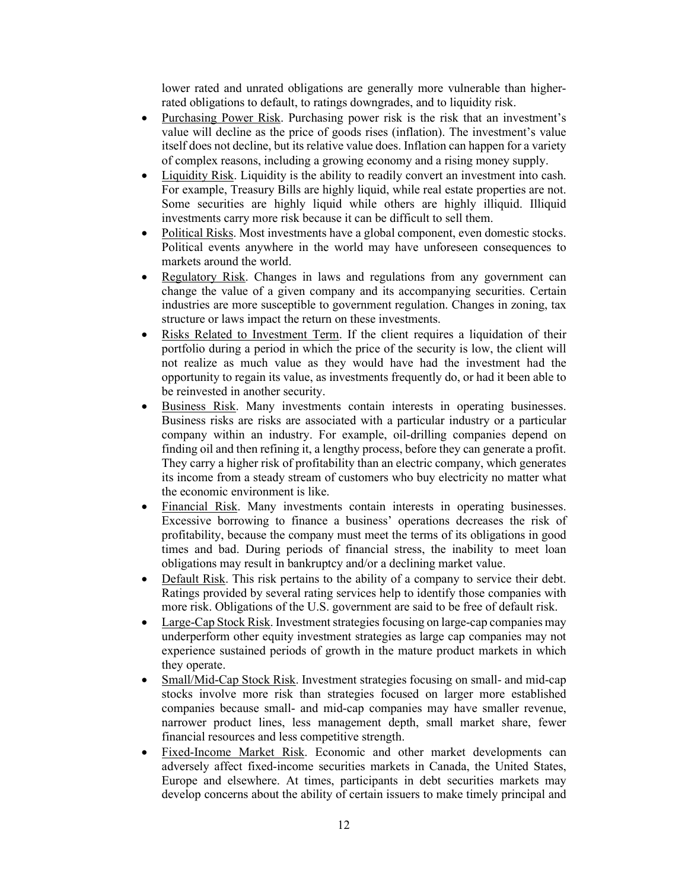lower rated and unrated obligations are generally more vulnerable than higher-rated obligations to default, to ratings downgrades, and to liquidity risk.

- Purchasing Power Risk. Purchasing power risk is the risk that an investment's value will decline as the price of goods rises (inflation). The investment's value itself does not decline, but its relative value does. Inflation can happen for a variety of complex reasons, including a growing economy and a rising money supply.
- Liquidity Risk. Liquidity is the ability to readily convert an investment into cash. For example, Treasury Bills are highly liquid, while real estate properties are not. Some securities are highly liquid while others are highly illiquid. Illiquid investments carry more risk because it can be difficult to sell them.
- Political Risks. Most investments have a global component, even domestic stocks. Political events anywhere in the world may have unforeseen consequences to markets around the world.
- Regulatory Risk. Changes in laws and regulations from any government can change the value of a given company and its accompanying securities. Certain industries are more susceptible to government regulation. Changes in zoning, tax structure or laws impact the return on these investments.
- Risks Related to Investment Term. If the client requires a liquidation of their portfolio during a period in which the price of the security is low, the client will not realize as much value as they would have had the investment had the opportunity to regain its value, as investments frequently do, or had it been able to be reinvested in another security.
- Business Risk. Many investments contain interests in operating businesses. Business risks are risks are associated with a particular industry or a particular company within an industry. For example, oil-drilling companies depend on finding oil and then refining it, a lengthy process, before they can generate a profit. They carry a higher risk of profitability than an electric company, which generates its income from a steady stream of customers who buy electricity no matter what the economic environment is like.
- Financial Risk. Many investments contain interests in operating businesses. Excessive borrowing to finance a business' operations decreases the risk of profitability, because the company must meet the terms of its obligations in good times and bad. During periods of financial stress, the inability to meet loan obligations may result in bankruptcy and/or a declining market value.
- Default Risk. This risk pertains to the ability of a company to service their debt. Ratings provided by several rating services help to identify those companies with more risk. Obligations of the U.S. government are said to be free of default risk.
- Large-Cap Stock Risk. Investment strategies focusing on large-cap companies may underperform other equity investment strategies as large cap companies may not experience sustained periods of growth in the mature product markets in which they operate.
- Small/Mid-Cap Stock Risk. Investment strategies focusing on small- and mid-cap stocks involve more risk than strategies focused on larger more established companies because small- and mid-cap companies may have smaller revenue, narrower product lines, less management depth, small market share, fewer financial resources and less competitive strength.
- Fixed-Income Market Risk. Economic and other market developments can adversely affect fixed-income securities markets in Canada, the United States, Europe and elsewhere. At times, participants in debt securities markets may develop concerns about the ability of certain issuers to make timely principal and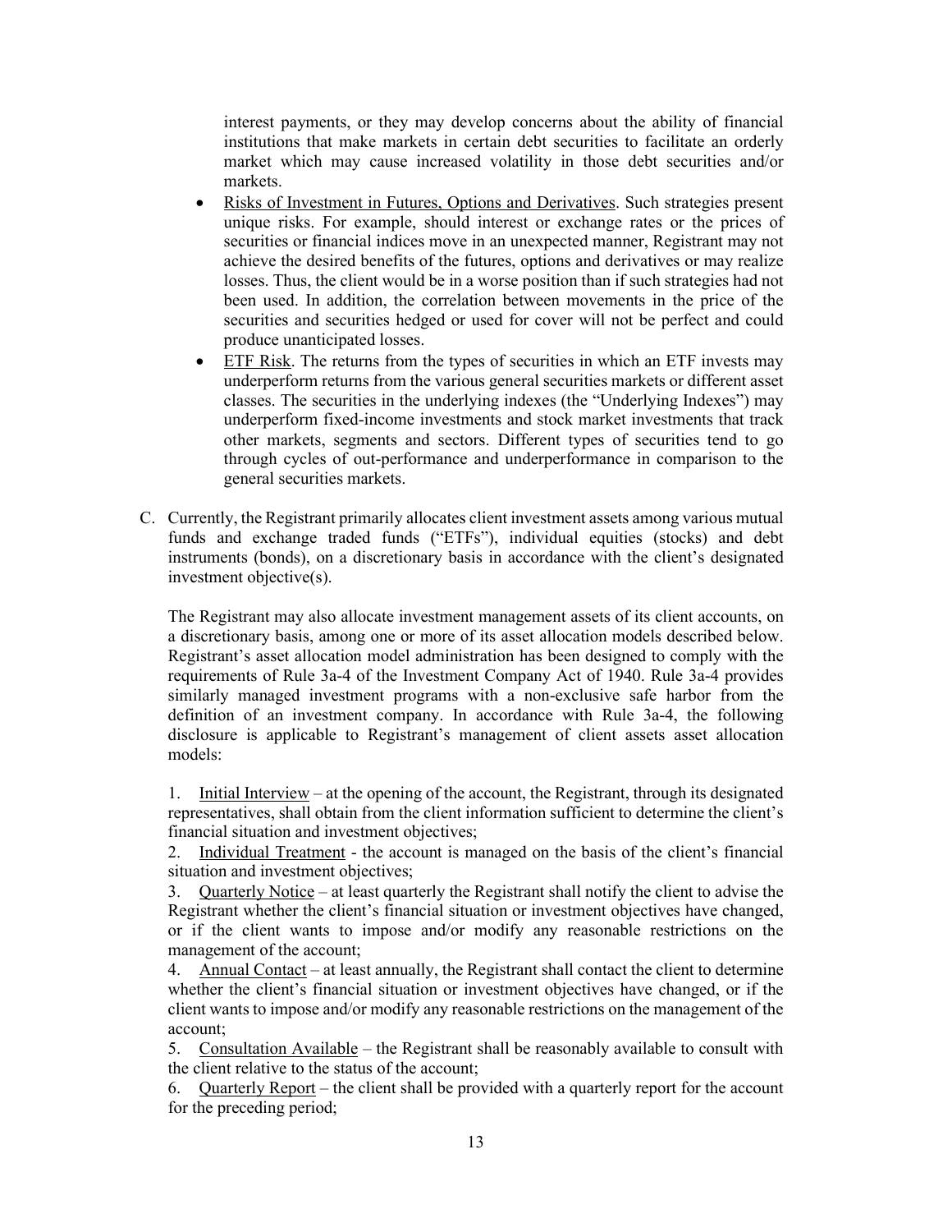interest payments, or they may develop concerns about the ability of financial institutions that make markets in certain debt securities to facilitate an orderly market which may cause increased volatility in those debt securities and/or markets.

- Risks of Investment in Futures, Options and Derivatives. Such strategies present unique risks. For example, should interest or exchange rates or the prices of securities or financial indices move in an unexpected manner, Registrant may not achieve the desired benefits of the futures, options and derivatives or may realize losses. Thus, the client would be in a worse position than if such strategies had not been used. In addition, the correlation between movements in the price of the securities and securities hedged or used for cover will not be perfect and could produce unanticipated losses.
- ETF Risk. The returns from the types of securities in which an ETF invests may underperform returns from the various general securities markets or different asset classes. The securities in the underlying indexes (the "Underlying Indexes") may underperform fixed-income investments and stock market investments that track other markets, segments and sectors. Different types of securities tend to go through cycles of out-performance and underperformance in comparison to the general securities markets.

C. Currently, the Registrant primarily allocates client investment assets among various mutual funds and exchange traded funds ("ETFs"), individual equities (stocks) and debt instruments (bonds), on a discretionary basis in accordance with the client's designated investment objective(s).

The Registrant may also allocate investment management assets of its client accounts, on a discretionary basis, among one or more of its asset allocation models described below. Registrant's asset allocation model administration has been designed to comply with the requirements of Rule 3a-4 of the Investment Company Act of 1940. Rule 3a-4 provides similarly managed investment programs with a non-exclusive safe harbor from the definition of an investment company. In accordance with Rule 3a-4, the following disclosure is applicable to Registrant's management of client assets asset allocation models:

1. Initial Interview – at the opening of the account, the Registrant, through its designated representatives, shall obtain from the client information sufficient to determine the client's financial situation and investment objectives;
2. Individual Treatment - the account is managed on the basis of the client's financial situation and investment objectives;
3. Quarterly Notice – at least quarterly the Registrant shall notify the client to advise the Registrant whether the client's financial situation or investment objectives have changed, or if the client wants to impose and/or modify any reasonable restrictions on the management of the account;
4. Annual Contact – at least annually, the Registrant shall contact the client to determine whether the client's financial situation or investment objectives have changed, or if the client wants to impose and/or modify any reasonable restrictions on the management of the account;
5. Consultation Available – the Registrant shall be reasonably available to consult with the client relative to the status of the account;
6. Quarterly Report – the client shall be provided with a quarterly report for the account for the preceding period;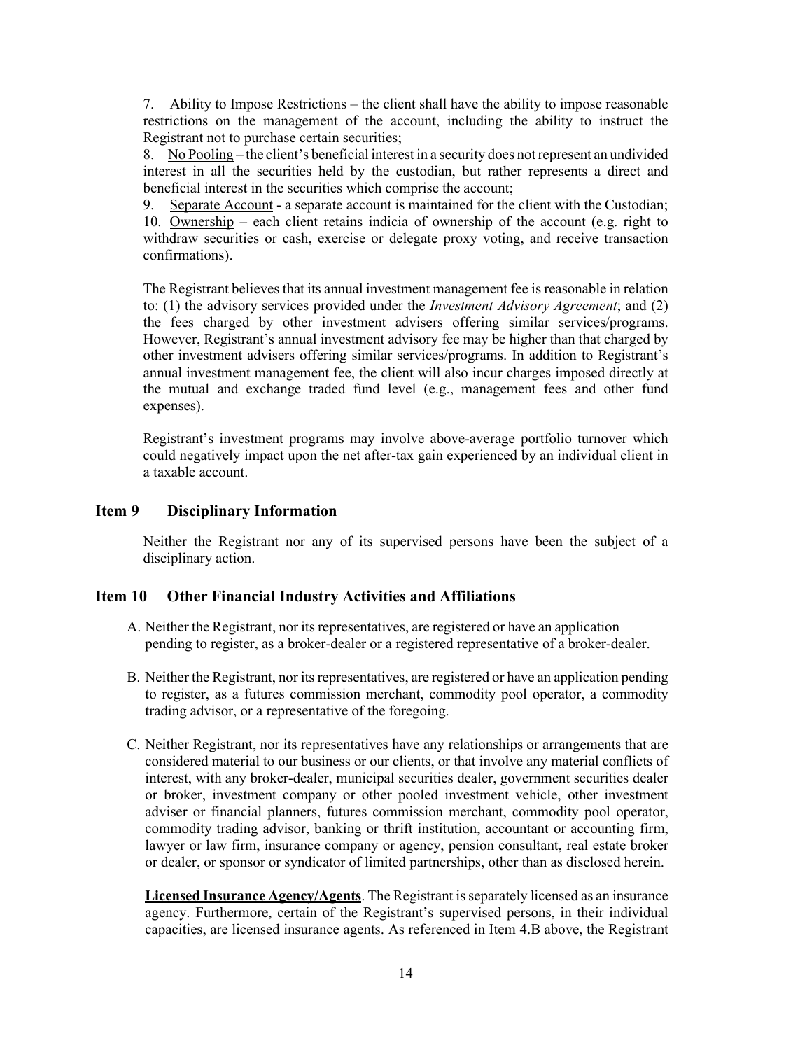7. Ability to Impose Restrictions – the client shall have the ability to impose reasonable restrictions on the management of the account, including the ability to instruct the Registrant not to purchase certain securities;
8. No Pooling – the client's beneficial interest in a security does not represent an undivided interest in all the securities held by the custodian, but rather represents a direct and beneficial interest in the securities which comprise the account;
9. Separate Account - a separate account is maintained for the client with the Custodian;
10. Ownership – each client retains indicia of ownership of the account (e.g. right to withdraw securities or cash, exercise or delegate proxy voting, and receive transaction confirmations).

The Registrant believes that its annual investment management fee is reasonable in relation to: (1) the advisory services provided under the *Investment Advisory Agreement*; and (2) the fees charged by other investment advisers offering similar services/programs. However, Registrant's annual investment advisory fee may be higher than that charged by other investment advisers offering similar services/programs. In addition to Registrant's annual investment management fee, the client will also incur charges imposed directly at the mutual and exchange traded fund level (e.g., management fees and other fund expenses).

Registrant's investment programs may involve above-average portfolio turnover which could negatively impact upon the net after-tax gain experienced by an individual client in a taxable account.

## Item 9 Disciplinary Information

Neither the Registrant nor any of its supervised persons have been the subject of a disciplinary action.

## Item 10 Other Financial Industry Activities and Affiliations

A. Neither the Registrant, nor its representatives, are registered or have an application pending to register, as a broker-dealer or a registered representative of a broker-dealer.

B. Neither the Registrant, nor its representatives, are registered or have an application pending to register, as a futures commission merchant, commodity pool operator, a commodity trading advisor, or a representative of the foregoing.

C. Neither Registrant, nor its representatives have any relationships or arrangements that are considered material to our business or our clients, or that involve any material conflicts of interest, with any broker-dealer, municipal securities dealer, government securities dealer or broker, investment company or other pooled investment vehicle, other investment adviser or financial planners, futures commission merchant, commodity pool operator, commodity trading advisor, banking or thrift institution, accountant or accounting firm, lawyer or law firm, insurance company or agency, pension consultant, real estate broker or dealer, or sponsor or syndicator of limited partnerships, other than as disclosed herein.

**Licensed Insurance Agency/Agents**. The Registrant is separately licensed as an insurance agency. Furthermore, certain of the Registrant's supervised persons, in their individual capacities, are licensed insurance agents. As referenced in Item 4.B above, the Registrant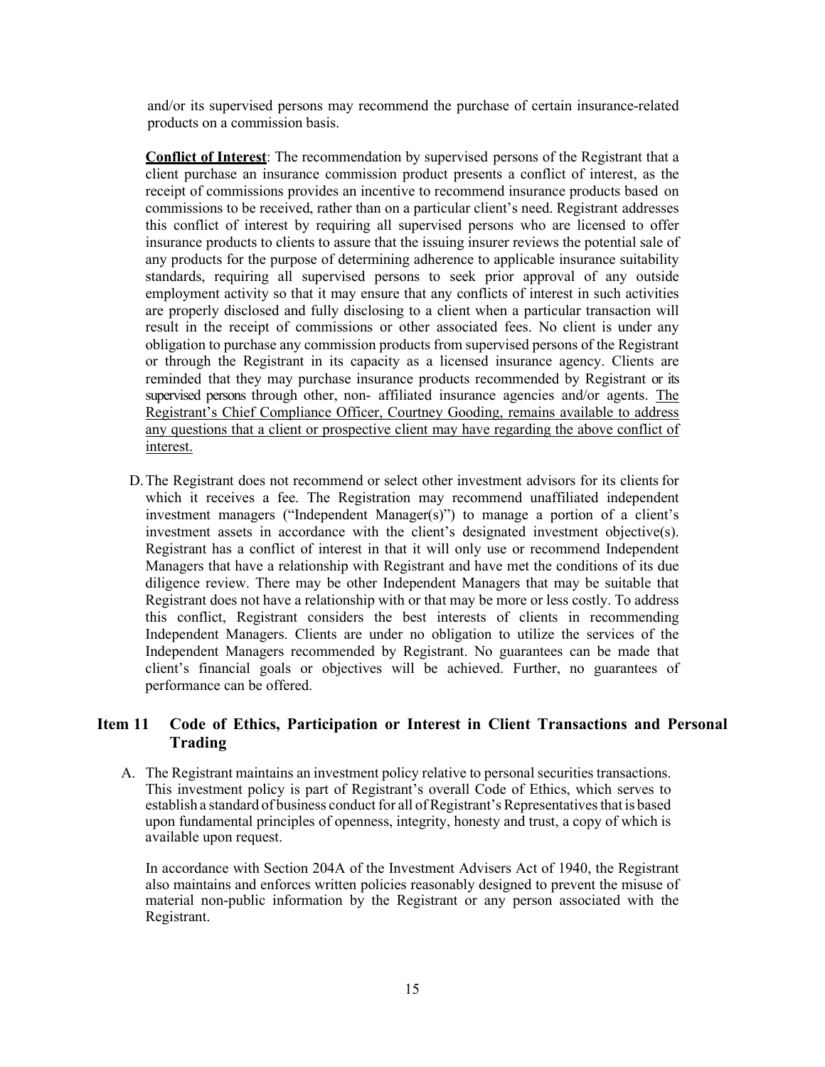and/or its supervised persons may recommend the purchase of certain insurance-related products on a commission basis.

**Conflict of Interest**: The recommendation by supervised persons of the Registrant that a client purchase an insurance commission product presents a conflict of interest, as the receipt of commissions provides an incentive to recommend insurance products based on commissions to be received, rather than on a particular client's need. Registrant addresses this conflict of interest by requiring all supervised persons who are licensed to offer insurance products to clients to assure that the issuing insurer reviews the potential sale of any products for the purpose of determining adherence to applicable insurance suitability standards, requiring all supervised persons to seek prior approval of any outside employment activity so that it may ensure that any conflicts of interest in such activities are properly disclosed and fully disclosing to a client when a particular transaction will result in the receipt of commissions or other associated fees. No client is under any obligation to purchase any commission products from supervised persons of the Registrant or through the Registrant in its capacity as a licensed insurance agency. Clients are reminded that they may purchase insurance products recommended by Registrant or its supervised persons through other, non- affiliated insurance agencies and/or agents. The Registrant's Chief Compliance Officer, Courtney Gooding, remains available to address any questions that a client or prospective client may have regarding the above conflict of interest.

D. The Registrant does not recommend or select other investment advisors for its clients for which it receives a fee. The Registration may recommend unaffiliated independent investment managers ("Independent Manager(s)") to manage a portion of a client's investment assets in accordance with the client's designated investment objective(s). Registrant has a conflict of interest in that it will only use or recommend Independent Managers that have a relationship with Registrant and have met the conditions of its due diligence review. There may be other Independent Managers that may be suitable that Registrant does not have a relationship with or that may be more or less costly. To address this conflict, Registrant considers the best interests of clients in recommending Independent Managers. Clients are under no obligation to utilize the services of the Independent Managers recommended by Registrant. No guarantees can be made that client's financial goals or objectives will be achieved. Further, no guarantees of performance can be offered.

## Item 11 Code of Ethics, Participation or Interest in Client Transactions and Personal Trading

A. The Registrant maintains an investment policy relative to personal securities transactions. This investment policy is part of Registrant's overall Code of Ethics, which serves to establish a standard of business conduct for all of Registrant's Representatives that is based upon fundamental principles of openness, integrity, honesty and trust, a copy of which is available upon request.

In accordance with Section 204A of the Investment Advisers Act of 1940, the Registrant also maintains and enforces written policies reasonably designed to prevent the misuse of material non-public information by the Registrant or any person associated with the Registrant.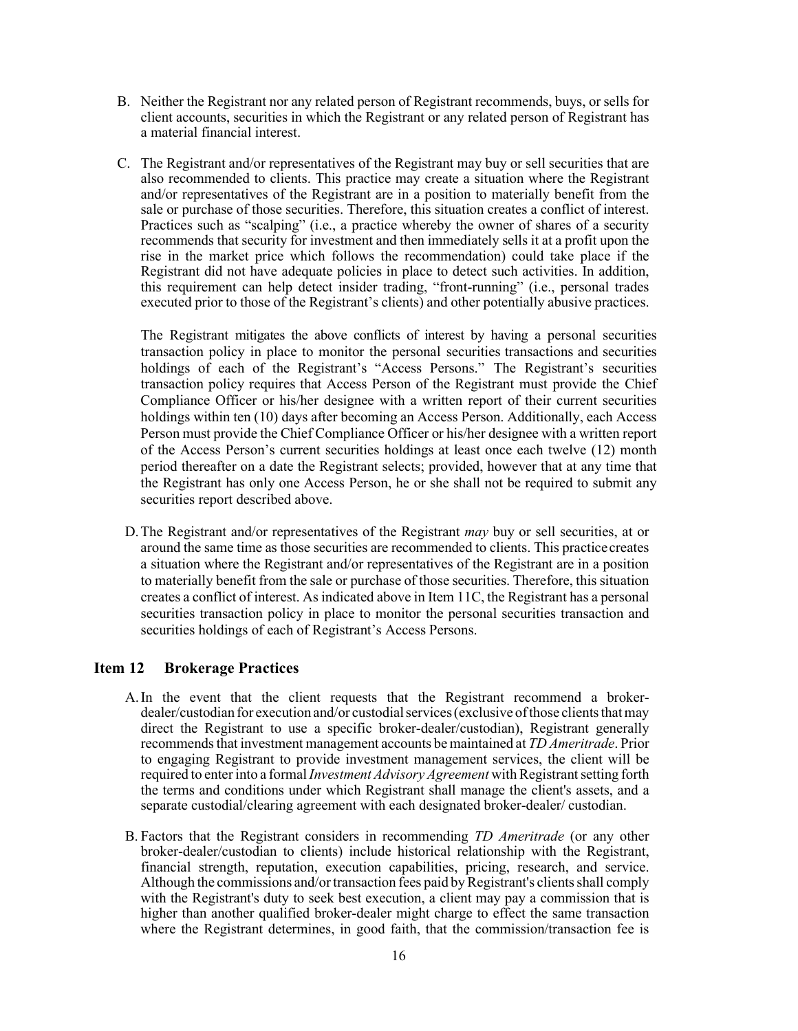B. Neither the Registrant nor any related person of Registrant recommends, buys, or sells for client accounts, securities in which the Registrant or any related person of Registrant has a material financial interest.

C. The Registrant and/or representatives of the Registrant may buy or sell securities that are also recommended to clients. This practice may create a situation where the Registrant and/or representatives of the Registrant are in a position to materially benefit from the sale or purchase of those securities. Therefore, this situation creates a conflict of interest. Practices such as "scalping" (i.e., a practice whereby the owner of shares of a security recommends that security for investment and then immediately sells it at a profit upon the rise in the market price which follows the recommendation) could take place if the Registrant did not have adequate policies in place to detect such activities. In addition, this requirement can help detect insider trading, "front-running" (i.e., personal trades executed prior to those of the Registrant's clients) and other potentially abusive practices.

   The Registrant mitigates the above conflicts of interest by having a personal securities transaction policy in place to monitor the personal securities transactions and securities holdings of each of the Registrant's "Access Persons." The Registrant's securities transaction policy requires that Access Person of the Registrant must provide the Chief Compliance Officer or his/her designee with a written report of their current securities holdings within ten (10) days after becoming an Access Person. Additionally, each Access Person must provide the Chief Compliance Officer or his/her designee with a written report of the Access Person's current securities holdings at least once each twelve (12) month period thereafter on a date the Registrant selects; provided, however that at any time that the Registrant has only one Access Person, he or she shall not be required to submit any securities report described above.

D. The Registrant and/or representatives of the Registrant *may* buy or sell securities, at or around the same time as those securities are recommended to clients. This practice creates a situation where the Registrant and/or representatives of the Registrant are in a position to materially benefit from the sale or purchase of those securities. Therefore, this situation creates a conflict of interest. As indicated above in Item 11C, the Registrant has a personal securities transaction policy in place to monitor the personal securities transaction and securities holdings of each of Registrant's Access Persons.

## Item 12 Brokerage Practices

A. In the event that the client requests that the Registrant recommend a broker-dealer/custodian for execution and/or custodial services (exclusive of those clients that may direct the Registrant to use a specific broker-dealer/custodian), Registrant generally recommends that investment management accounts be maintained at *TD Ameritrade*. Prior to engaging Registrant to provide investment management services, the client will be required to enter into a formal *Investment Advisory Agreement* with Registrant setting forth the terms and conditions under which Registrant shall manage the client's assets, and a separate custodial/clearing agreement with each designated broker-dealer/ custodian.

B. Factors that the Registrant considers in recommending *TD Ameritrade* (or any other broker-dealer/custodian to clients) include historical relationship with the Registrant, financial strength, reputation, execution capabilities, pricing, research, and service. Although the commissions and/or transaction fees paid by Registrant's clients shall comply with the Registrant's duty to seek best execution, a client may pay a commission that is higher than another qualified broker-dealer might charge to effect the same transaction where the Registrant determines, in good faith, that the commission/transaction fee is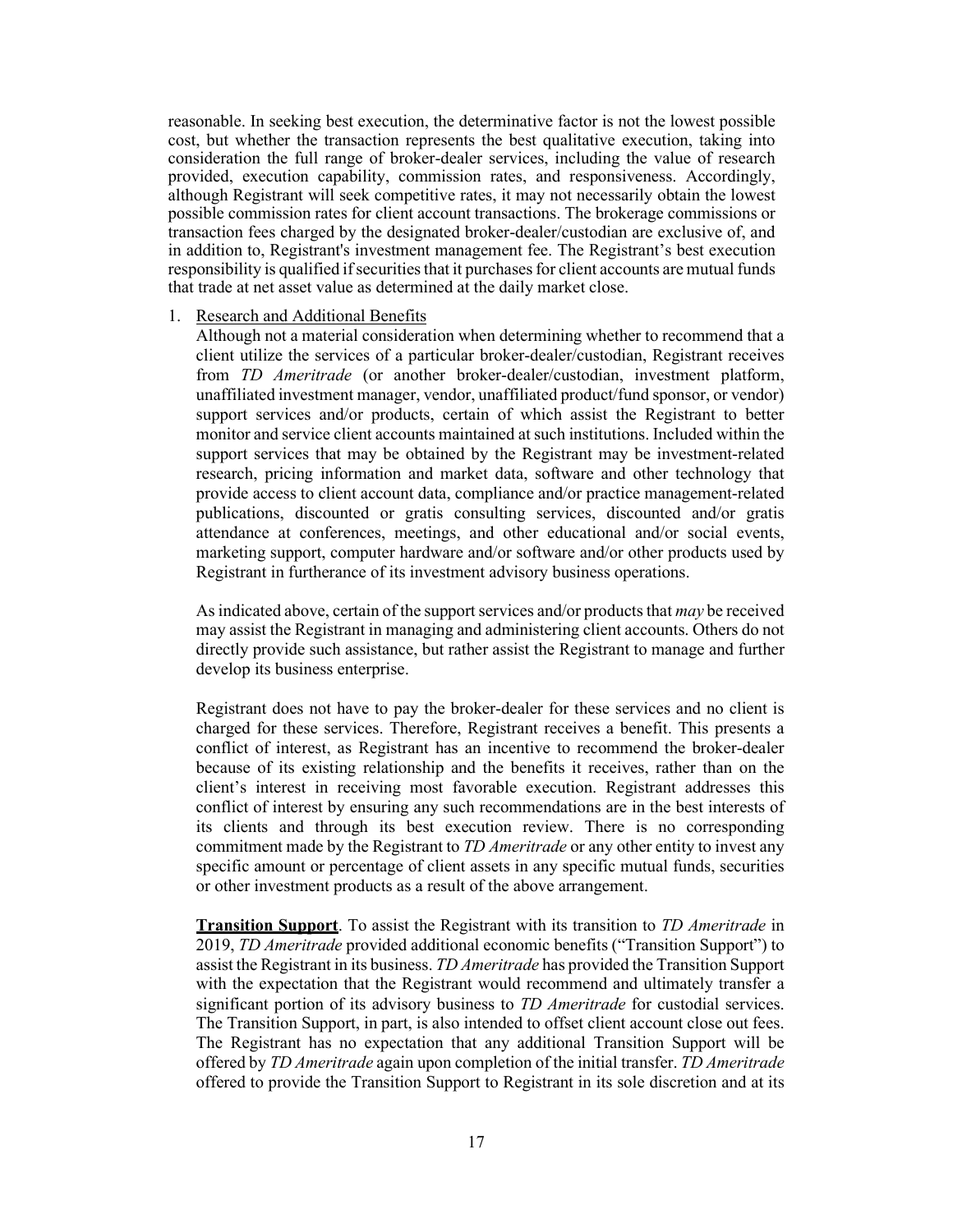reasonable. In seeking best execution, the determinative factor is not the lowest possible cost, but whether the transaction represents the best qualitative execution, taking into consideration the full range of broker-dealer services, including the value of research provided, execution capability, commission rates, and responsiveness. Accordingly, although Registrant will seek competitive rates, it may not necessarily obtain the lowest possible commission rates for client account transactions. The brokerage commissions or transaction fees charged by the designated broker-dealer/custodian are exclusive of, and in addition to, Registrant's investment management fee. The Registrant's best execution responsibility is qualified if securities that it purchases for client accounts are mutual funds that trade at net asset value as determined at the daily market close.

1. Research and Additional Benefits

   Although not a material consideration when determining whether to recommend that a client utilize the services of a particular broker-dealer/custodian, Registrant receives from *TD Ameritrade* (or another broker-dealer/custodian, investment platform, unaffiliated investment manager, vendor, unaffiliated product/fund sponsor, or vendor) support services and/or products, certain of which assist the Registrant to better monitor and service client accounts maintained at such institutions. Included within the support services that may be obtained by the Registrant may be investment-related research, pricing information and market data, software and other technology that provide access to client account data, compliance and/or practice management-related publications, discounted or gratis consulting services, discounted and/or gratis attendance at conferences, meetings, and other educational and/or social events, marketing support, computer hardware and/or software and/or other products used by Registrant in furtherance of its investment advisory business operations.

   As indicated above, certain of the support services and/or products that *may* be received may assist the Registrant in managing and administering client accounts. Others do not directly provide such assistance, but rather assist the Registrant to manage and further develop its business enterprise.

   Registrant does not have to pay the broker-dealer for these services and no client is charged for these services. Therefore, Registrant receives a benefit. This presents a conflict of interest, as Registrant has an incentive to recommend the broker-dealer because of its existing relationship and the benefits it receives, rather than on the client's interest in receiving most favorable execution. Registrant addresses this conflict of interest by ensuring any such recommendations are in the best interests of its clients and through its best execution review. There is no corresponding commitment made by the Registrant to *TD Ameritrade* or any other entity to invest any specific amount or percentage of client assets in any specific mutual funds, securities or other investment products as a result of the above arrangement.

   **Transition Support**. To assist the Registrant with its transition to *TD Ameritrade* in 2019, *TD Ameritrade* provided additional economic benefits ("Transition Support") to assist the Registrant in its business. *TD Ameritrade* has provided the Transition Support with the expectation that the Registrant would recommend and ultimately transfer a significant portion of its advisory business to *TD Ameritrade* for custodial services. The Transition Support, in part, is also intended to offset client account close out fees. The Registrant has no expectation that any additional Transition Support will be offered by *TD Ameritrade* again upon completion of the initial transfer. *TD Ameritrade* offered to provide the Transition Support to Registrant in its sole discretion and at its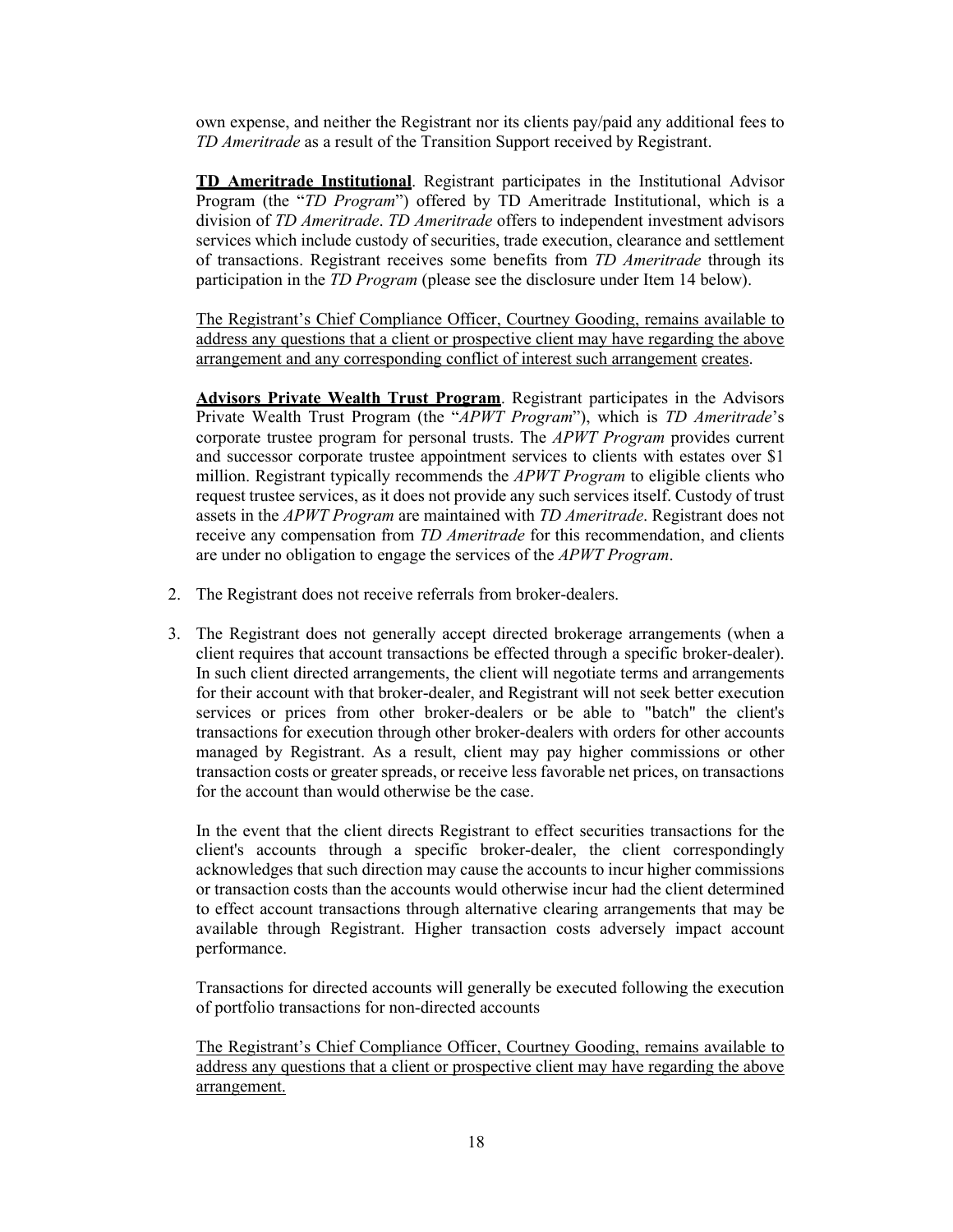own expense, and neither the Registrant nor its clients pay/paid any additional fees to *TD Ameritrade* as a result of the Transition Support received by Registrant.

**TD Ameritrade Institutional**. Registrant participates in the Institutional Advisor Program (the "*TD Program*") offered by TD Ameritrade Institutional, which is a division of *TD Ameritrade*. *TD Ameritrade* offers to independent investment advisors services which include custody of securities, trade execution, clearance and settlement of transactions. Registrant receives some benefits from *TD Ameritrade* through its participation in the *TD Program* (please see the disclosure under Item 14 below).

The Registrant's Chief Compliance Officer, Courtney Gooding, remains available to address any questions that a client or prospective client may have regarding the above arrangement and any corresponding conflict of interest such arrangement creates.

**Advisors Private Wealth Trust Program**. Registrant participates in the Advisors Private Wealth Trust Program (the "*APWT Program*"), which is *TD Ameritrade*'s corporate trustee program for personal trusts. The *APWT Program* provides current and successor corporate trustee appointment services to clients with estates over $1 million. Registrant typically recommends the *APWT Program* to eligible clients who request trustee services, as it does not provide any such services itself. Custody of trust assets in the *APWT Program* are maintained with *TD Ameritrade*. Registrant does not receive any compensation from *TD Ameritrade* for this recommendation, and clients are under no obligation to engage the services of the *APWT Program*.

2. The Registrant does not receive referrals from broker-dealers.

3. The Registrant does not generally accept directed brokerage arrangements (when a client requires that account transactions be effected through a specific broker-dealer). In such client directed arrangements, the client will negotiate terms and arrangements for their account with that broker-dealer, and Registrant will not seek better execution services or prices from other broker-dealers or be able to "batch" the client's transactions for execution through other broker-dealers with orders for other accounts managed by Registrant. As a result, client may pay higher commissions or other transaction costs or greater spreads, or receive less favorable net prices, on transactions for the account than would otherwise be the case.

   In the event that the client directs Registrant to effect securities transactions for the client's accounts through a specific broker-dealer, the client correspondingly acknowledges that such direction may cause the accounts to incur higher commissions or transaction costs than the accounts would otherwise incur had the client determined to effect account transactions through alternative clearing arrangements that may be available through Registrant. Higher transaction costs adversely impact account performance.

   Transactions for directed accounts will generally be executed following the execution of portfolio transactions for non-directed accounts

   The Registrant's Chief Compliance Officer, Courtney Gooding, remains available to address any questions that a client or prospective client may have regarding the above arrangement.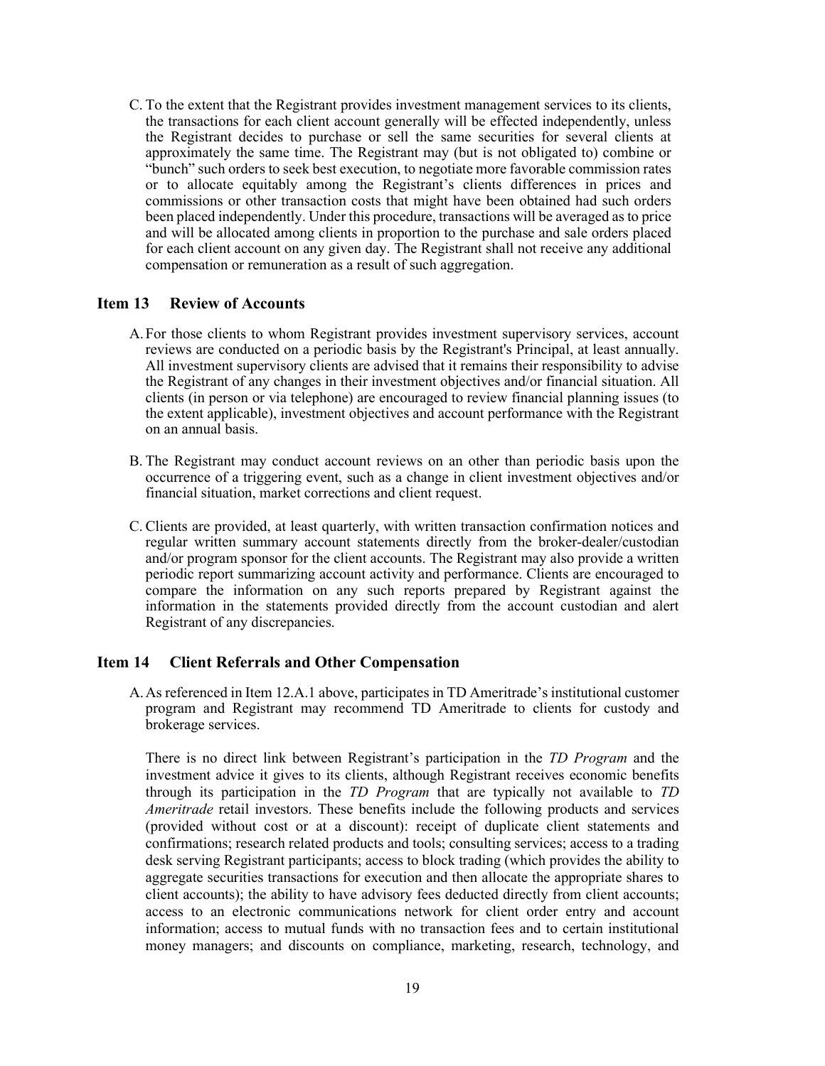C. To the extent that the Registrant provides investment management services to its clients, the transactions for each client account generally will be effected independently, unless the Registrant decides to purchase or sell the same securities for several clients at approximately the same time. The Registrant may (but is not obligated to) combine or "bunch" such orders to seek best execution, to negotiate more favorable commission rates or to allocate equitably among the Registrant's clients differences in prices and commissions or other transaction costs that might have been obtained had such orders been placed independently. Under this procedure, transactions will be averaged as to price and will be allocated among clients in proportion to the purchase and sale orders placed for each client account on any given day. The Registrant shall not receive any additional compensation or remuneration as a result of such aggregation.

## Item 13 Review of Accounts

A. For those clients to whom Registrant provides investment supervisory services, account reviews are conducted on a periodic basis by the Registrant's Principal, at least annually. All investment supervisory clients are advised that it remains their responsibility to advise the Registrant of any changes in their investment objectives and/or financial situation. All clients (in person or via telephone) are encouraged to review financial planning issues (to the extent applicable), investment objectives and account performance with the Registrant on an annual basis.

B. The Registrant may conduct account reviews on an other than periodic basis upon the occurrence of a triggering event, such as a change in client investment objectives and/or financial situation, market corrections and client request.

C. Clients are provided, at least quarterly, with written transaction confirmation notices and regular written summary account statements directly from the broker-dealer/custodian and/or program sponsor for the client accounts. The Registrant may also provide a written periodic report summarizing account activity and performance. Clients are encouraged to compare the information on any such reports prepared by Registrant against the information in the statements provided directly from the account custodian and alert Registrant of any discrepancies.

## Item 14 Client Referrals and Other Compensation

A. As referenced in Item 12.A.1 above, participates in TD Ameritrade's institutional customer program and Registrant may recommend TD Ameritrade to clients for custody and brokerage services.

There is no direct link between Registrant's participation in the *TD Program* and the investment advice it gives to its clients, although Registrant receives economic benefits through its participation in the *TD Program* that are typically not available to *TD Ameritrade* retail investors. These benefits include the following products and services (provided without cost or at a discount): receipt of duplicate client statements and confirmations; research related products and tools; consulting services; access to a trading desk serving Registrant participants; access to block trading (which provides the ability to aggregate securities transactions for execution and then allocate the appropriate shares to client accounts); the ability to have advisory fees deducted directly from client accounts; access to an electronic communications network for client order entry and account information; access to mutual funds with no transaction fees and to certain institutional money managers; and discounts on compliance, marketing, research, technology, and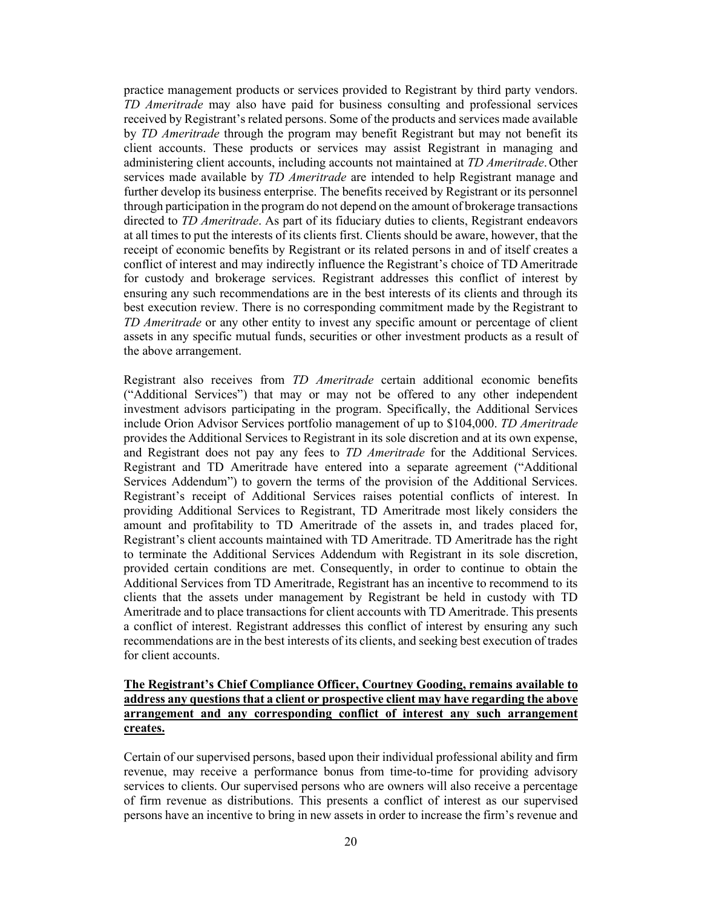practice management products or services provided to Registrant by third party vendors. *TD Ameritrade* may also have paid for business consulting and professional services received by Registrant's related persons. Some of the products and services made available by *TD Ameritrade* through the program may benefit Registrant but may not benefit its client accounts. These products or services may assist Registrant in managing and administering client accounts, including accounts not maintained at *TD Ameritrade*. Other services made available by *TD Ameritrade* are intended to help Registrant manage and further develop its business enterprise. The benefits received by Registrant or its personnel through participation in the program do not depend on the amount of brokerage transactions directed to *TD Ameritrade*. As part of its fiduciary duties to clients, Registrant endeavors at all times to put the interests of its clients first. Clients should be aware, however, that the receipt of economic benefits by Registrant or its related persons in and of itself creates a conflict of interest and may indirectly influence the Registrant's choice of TD Ameritrade for custody and brokerage services. Registrant addresses this conflict of interest by ensuring any such recommendations are in the best interests of its clients and through its best execution review. There is no corresponding commitment made by the Registrant to *TD Ameritrade* or any other entity to invest any specific amount or percentage of client assets in any specific mutual funds, securities or other investment products as a result of the above arrangement.

Registrant also receives from *TD Ameritrade* certain additional economic benefits ("Additional Services") that may or may not be offered to any other independent investment advisors participating in the program. Specifically, the Additional Services include Orion Advisor Services portfolio management of up to $104,000. *TD Ameritrade* provides the Additional Services to Registrant in its sole discretion and at its own expense, and Registrant does not pay any fees to *TD Ameritrade* for the Additional Services. Registrant and TD Ameritrade have entered into a separate agreement ("Additional Services Addendum") to govern the terms of the provision of the Additional Services. Registrant's receipt of Additional Services raises potential conflicts of interest. In providing Additional Services to Registrant, TD Ameritrade most likely considers the amount and profitability to TD Ameritrade of the assets in, and trades placed for, Registrant's client accounts maintained with TD Ameritrade. TD Ameritrade has the right to terminate the Additional Services Addendum with Registrant in its sole discretion, provided certain conditions are met. Consequently, in order to continue to obtain the Additional Services from TD Ameritrade, Registrant has an incentive to recommend to its clients that the assets under management by Registrant be held in custody with TD Ameritrade and to place transactions for client accounts with TD Ameritrade. This presents a conflict of interest. Registrant addresses this conflict of interest by ensuring any such recommendations are in the best interests of its clients, and seeking best execution of trades for client accounts.

**The Registrant's Chief Compliance Officer, Courtney Gooding, remains available to address any questions that a client or prospective client may have regarding the above arrangement and any corresponding conflict of interest any such arrangement creates.**

Certain of our supervised persons, based upon their individual professional ability and firm revenue, may receive a performance bonus from time-to-time for providing advisory services to clients. Our supervised persons who are owners will also receive a percentage of firm revenue as distributions. This presents a conflict of interest as our supervised persons have an incentive to bring in new assets in order to increase the firm's revenue and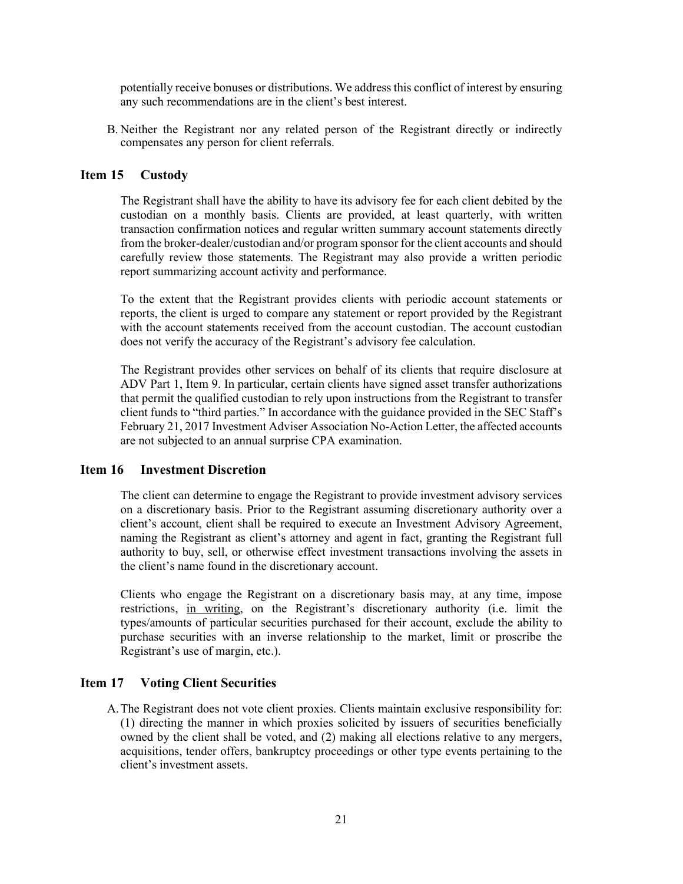potentially receive bonuses or distributions. We address this conflict of interest by ensuring any such recommendations are in the client's best interest.

B. Neither the Registrant nor any related person of the Registrant directly or indirectly compensates any person for client referrals.

## Item 15 Custody

The Registrant shall have the ability to have its advisory fee for each client debited by the custodian on a monthly basis. Clients are provided, at least quarterly, with written transaction confirmation notices and regular written summary account statements directly from the broker-dealer/custodian and/or program sponsor for the client accounts and should carefully review those statements. The Registrant may also provide a written periodic report summarizing account activity and performance.

To the extent that the Registrant provides clients with periodic account statements or reports, the client is urged to compare any statement or report provided by the Registrant with the account statements received from the account custodian. The account custodian does not verify the accuracy of the Registrant's advisory fee calculation.

The Registrant provides other services on behalf of its clients that require disclosure at ADV Part 1, Item 9. In particular, certain clients have signed asset transfer authorizations that permit the qualified custodian to rely upon instructions from the Registrant to transfer client funds to "third parties." In accordance with the guidance provided in the SEC Staff's February 21, 2017 Investment Adviser Association No-Action Letter, the affected accounts are not subjected to an annual surprise CPA examination.

## Item 16 Investment Discretion

The client can determine to engage the Registrant to provide investment advisory services on a discretionary basis. Prior to the Registrant assuming discretionary authority over a client's account, client shall be required to execute an Investment Advisory Agreement, naming the Registrant as client's attorney and agent in fact, granting the Registrant full authority to buy, sell, or otherwise effect investment transactions involving the assets in the client's name found in the discretionary account.

Clients who engage the Registrant on a discretionary basis may, at any time, impose restrictions, in writing, on the Registrant's discretionary authority (i.e. limit the types/amounts of particular securities purchased for their account, exclude the ability to purchase securities with an inverse relationship to the market, limit or proscribe the Registrant's use of margin, etc.).

## Item 17 Voting Client Securities

A. The Registrant does not vote client proxies. Clients maintain exclusive responsibility for: (1) directing the manner in which proxies solicited by issuers of securities beneficially owned by the client shall be voted, and (2) making all elections relative to any mergers, acquisitions, tender offers, bankruptcy proceedings or other type events pertaining to the client's investment assets.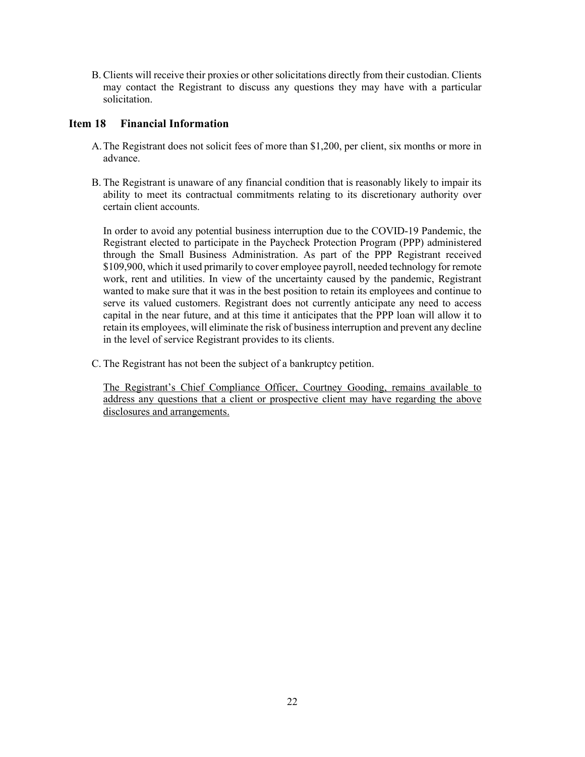B. Clients will receive their proxies or other solicitations directly from their custodian. Clients may contact the Registrant to discuss any questions they may have with a particular solicitation.

## Item 18 Financial Information

A. The Registrant does not solicit fees of more than $1,200, per client, six months or more in advance.

B. The Registrant is unaware of any financial condition that is reasonably likely to impair its ability to meet its contractual commitments relating to its discretionary authority over certain client accounts.

In order to avoid any potential business interruption due to the COVID-19 Pandemic, the Registrant elected to participate in the Paycheck Protection Program (PPP) administered through the Small Business Administration. As part of the PPP Registrant received $109,900, which it used primarily to cover employee payroll, needed technology for remote work, rent and utilities. In view of the uncertainty caused by the pandemic, Registrant wanted to make sure that it was in the best position to retain its employees and continue to serve its valued customers. Registrant does not currently anticipate any need to access capital in the near future, and at this time it anticipates that the PPP loan will allow it to retain its employees, will eliminate the risk of business interruption and prevent any decline in the level of service Registrant provides to its clients.

C. The Registrant has not been the subject of a bankruptcy petition.

<u>The Registrant's Chief Compliance Officer, Courtney Gooding, remains available to address any questions that a client or prospective client may have regarding the above disclosures and arrangements.</u>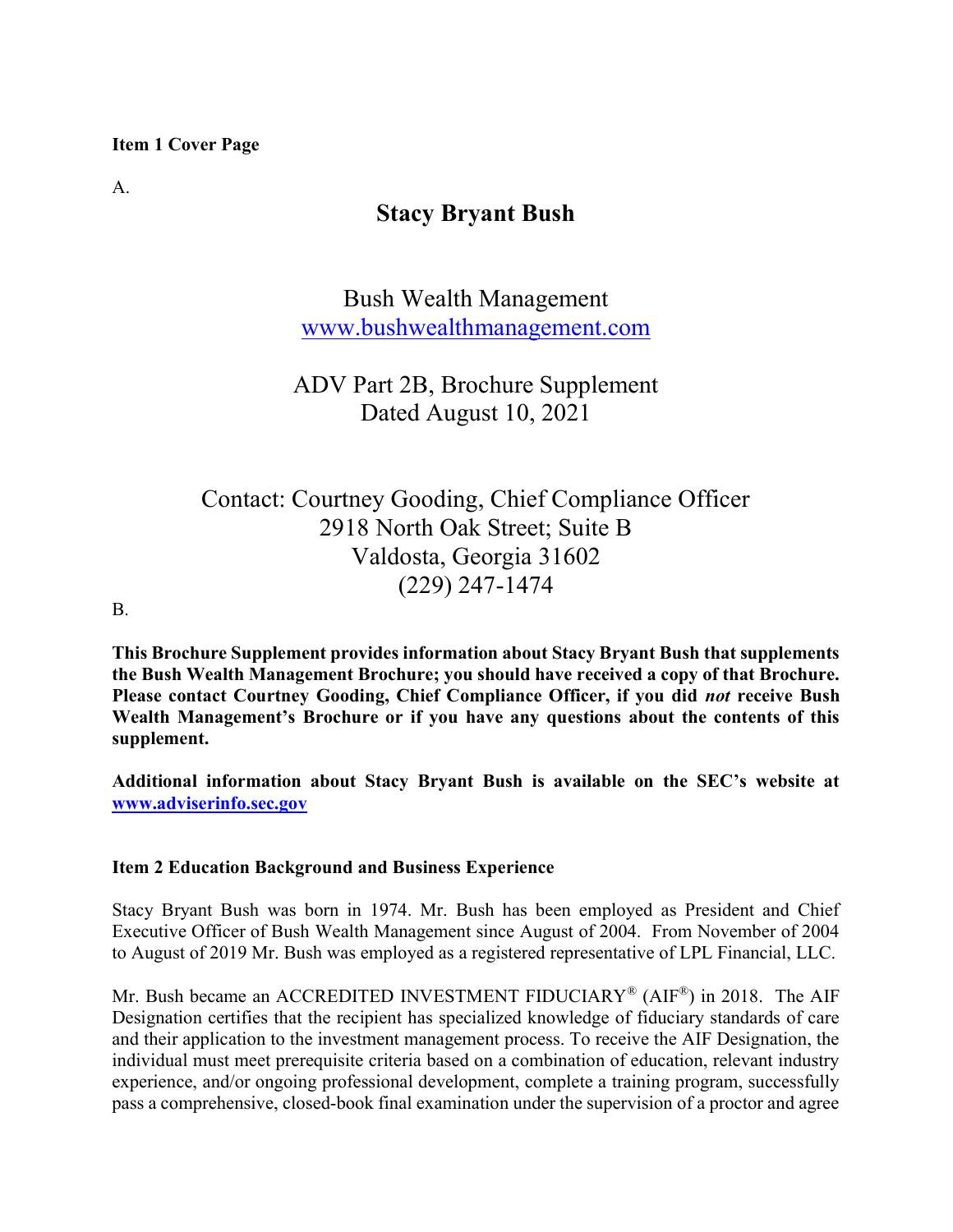**Item 1 Cover Page**

A.

## Stacy Bryant Bush

Bush Wealth Management
www.bushwealthmanagement.com

ADV Part 2B, Brochure Supplement
Dated August 10, 2021

Contact: Courtney Gooding, Chief Compliance Officer
2918 North Oak Street; Suite B
Valdosta, Georgia 31602
(229) 247-1474

B.

**This Brochure Supplement provides information about Stacy Bryant Bush that supplements the Bush Wealth Management Brochure; you should have received a copy of that Brochure. Please contact Courtney Gooding, Chief Compliance Officer, if you did *not* receive Bush Wealth Management's Brochure or if you have any questions about the contents of this supplement.**

**Additional information about Stacy Bryant Bush is available on the SEC's website at www.adviserinfo.sec.gov**

**Item 2 Education Background and Business Experience**

Stacy Bryant Bush was born in 1974. Mr. Bush has been employed as President and Chief Executive Officer of Bush Wealth Management since August of 2004. From November of 2004 to August of 2019 Mr. Bush was employed as a registered representative of LPL Financial, LLC.

Mr. Bush became an ACCREDITED INVESTMENT FIDUCIARY® (AIF®) in 2018. The AIF Designation certifies that the recipient has specialized knowledge of fiduciary standards of care and their application to the investment management process. To receive the AIF Designation, the individual must meet prerequisite criteria based on a combination of education, relevant industry experience, and/or ongoing professional development, complete a training program, successfully pass a comprehensive, closed-book final examination under the supervision of a proctor and agree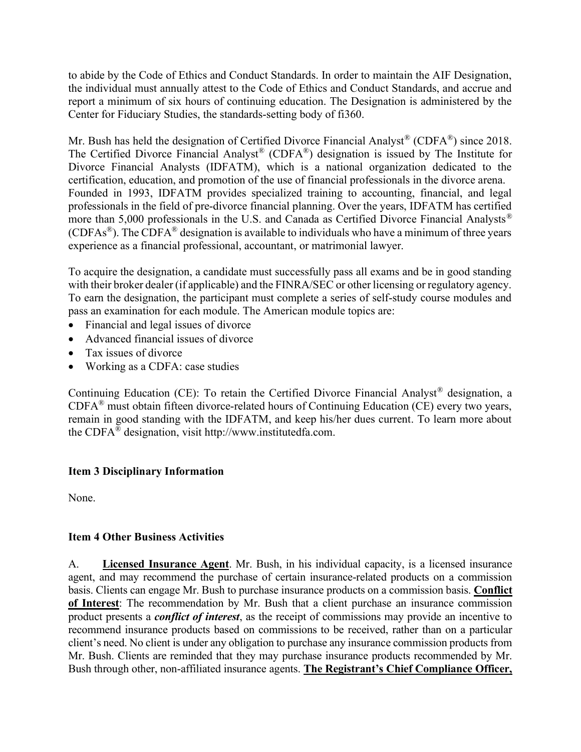to abide by the Code of Ethics and Conduct Standards. In order to maintain the AIF Designation, the individual must annually attest to the Code of Ethics and Conduct Standards, and accrue and report a minimum of six hours of continuing education. The Designation is administered by the Center for Fiduciary Studies, the standards-setting body of fi360.

Mr. Bush has held the designation of Certified Divorce Financial Analyst® (CDFA®) since 2018. The Certified Divorce Financial Analyst® (CDFA®) designation is issued by The Institute for Divorce Financial Analysts (IDFATM), which is a national organization dedicated to the certification, education, and promotion of the use of financial professionals in the divorce arena. Founded in 1993, IDFATM provides specialized training to accounting, financial, and legal professionals in the field of pre-divorce financial planning. Over the years, IDFATM has certified more than 5,000 professionals in the U.S. and Canada as Certified Divorce Financial Analysts® (CDFAs®). The CDFA® designation is available to individuals who have a minimum of three years experience as a financial professional, accountant, or matrimonial lawyer.

To acquire the designation, a candidate must successfully pass all exams and be in good standing with their broker dealer (if applicable) and the FINRA/SEC or other licensing or regulatory agency. To earn the designation, the participant must complete a series of self-study course modules and pass an examination for each module. The American module topics are:

- Financial and legal issues of divorce
- Advanced financial issues of divorce
- Tax issues of divorce
- Working as a CDFA: case studies

Continuing Education (CE): To retain the Certified Divorce Financial Analyst® designation, a CDFA® must obtain fifteen divorce-related hours of Continuing Education (CE) every two years, remain in good standing with the IDFATM, and keep his/her dues current. To learn more about the CDFA® designation, visit http://www.institutedfa.com.

## Item 3 Disciplinary Information

None.

## Item 4 Other Business Activities

A. **Licensed Insurance Agent**. Mr. Bush, in his individual capacity, is a licensed insurance agent, and may recommend the purchase of certain insurance-related products on a commission basis. Clients can engage Mr. Bush to purchase insurance products on a commission basis. **Conflict of Interest**: The recommendation by Mr. Bush that a client purchase an insurance commission product presents a ***conflict of interest***, as the receipt of commissions may provide an incentive to recommend insurance products based on commissions to be received, rather than on a particular client's need. No client is under any obligation to purchase any insurance commission products from Mr. Bush. Clients are reminded that they may purchase insurance products recommended by Mr. Bush through other, non-affiliated insurance agents. **The Registrant's Chief Compliance Officer,**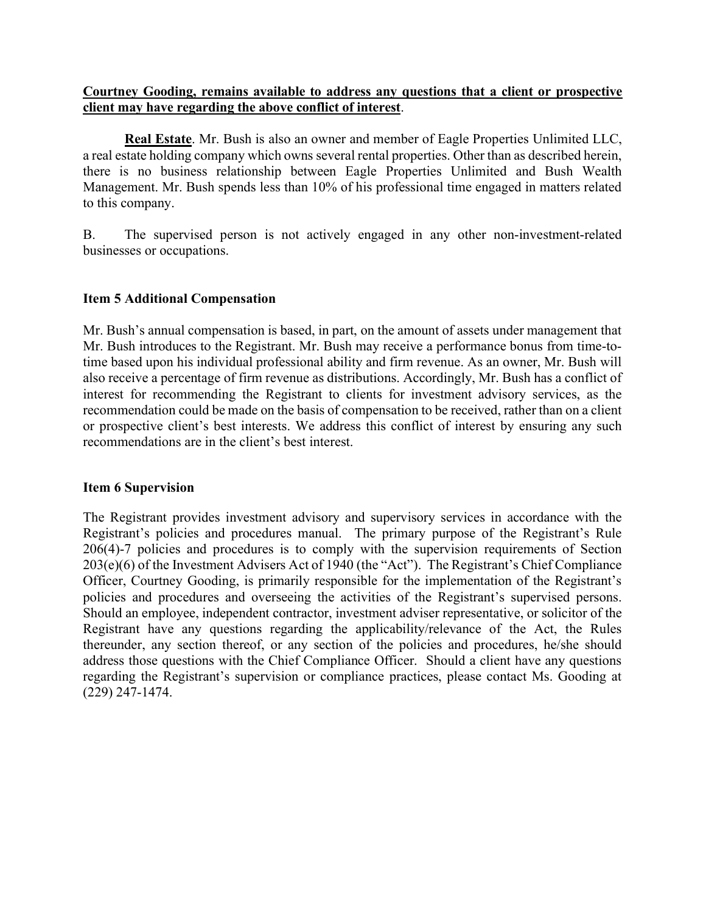**<u>Courtney Gooding, remains available to address any questions that a client or prospective client may have regarding the above conflict of interest</u>**.

**<u>Real Estate</u>**. Mr. Bush is also an owner and member of Eagle Properties Unlimited LLC, a real estate holding company which owns several rental properties. Other than as described herein, there is no business relationship between Eagle Properties Unlimited and Bush Wealth Management. Mr. Bush spends less than 10% of his professional time engaged in matters related to this company.

B. The supervised person is not actively engaged in any other non-investment-related businesses or occupations.

### Item 5 Additional Compensation

Mr. Bush's annual compensation is based, in part, on the amount of assets under management that Mr. Bush introduces to the Registrant. Mr. Bush may receive a performance bonus from time-to-time based upon his individual professional ability and firm revenue. As an owner, Mr. Bush will also receive a percentage of firm revenue as distributions. Accordingly, Mr. Bush has a conflict of interest for recommending the Registrant to clients for investment advisory services, as the recommendation could be made on the basis of compensation to be received, rather than on a client or prospective client's best interests. We address this conflict of interest by ensuring any such recommendations are in the client's best interest.

### Item 6 Supervision

The Registrant provides investment advisory and supervisory services in accordance with the Registrant's policies and procedures manual. The primary purpose of the Registrant's Rule 206(4)-7 policies and procedures is to comply with the supervision requirements of Section 203(e)(6) of the Investment Advisers Act of 1940 (the "Act"). The Registrant's Chief Compliance Officer, Courtney Gooding, is primarily responsible for the implementation of the Registrant's policies and procedures and overseeing the activities of the Registrant's supervised persons. Should an employee, independent contractor, investment adviser representative, or solicitor of the Registrant have any questions regarding the applicability/relevance of the Act, the Rules thereunder, any section thereof, or any section of the policies and procedures, he/she should address those questions with the Chief Compliance Officer. Should a client have any questions regarding the Registrant's supervision or compliance practices, please contact Ms. Gooding at (229) 247-1474.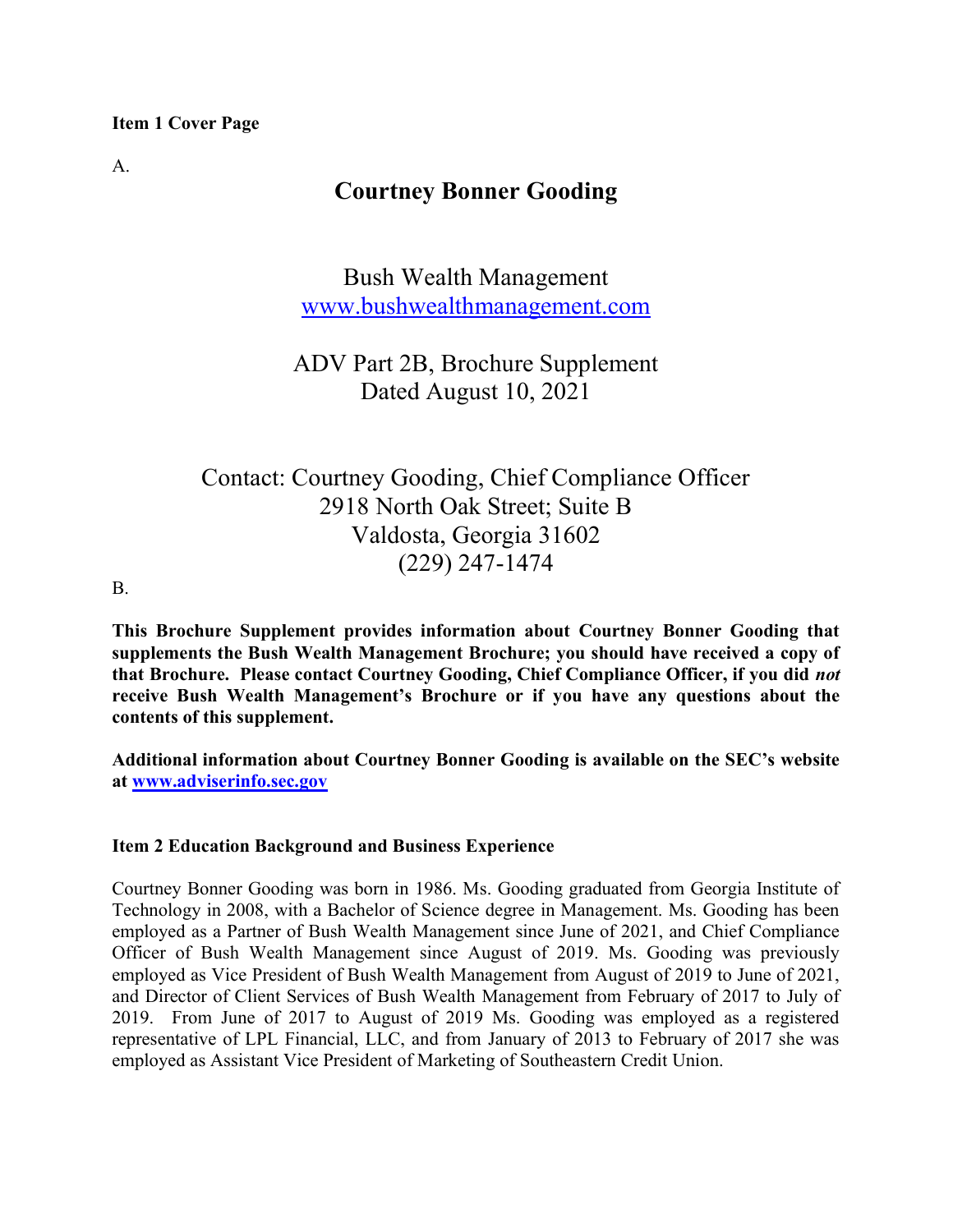**Item 1 Cover Page**

A.

# Courtney Bonner Gooding

Bush Wealth Management
www.bushwealthmanagement.com

ADV Part 2B, Brochure Supplement
Dated August 10, 2021

Contact: Courtney Gooding, Chief Compliance Officer
2918 North Oak Street; Suite B
Valdosta, Georgia 31602
(229) 247-1474

B.

**This Brochure Supplement provides information about Courtney Bonner Gooding that supplements the Bush Wealth Management Brochure; you should have received a copy of that Brochure. Please contact Courtney Gooding, Chief Compliance Officer, if you did *not* receive Bush Wealth Management's Brochure or if you have any questions about the contents of this supplement.**

**Additional information about Courtney Bonner Gooding is available on the SEC's website at www.adviserinfo.sec.gov**

**Item 2 Education Background and Business Experience**

Courtney Bonner Gooding was born in 1986. Ms. Gooding graduated from Georgia Institute of Technology in 2008, with a Bachelor of Science degree in Management. Ms. Gooding has been employed as a Partner of Bush Wealth Management since June of 2021, and Chief Compliance Officer of Bush Wealth Management since August of 2019. Ms. Gooding was previously employed as Vice President of Bush Wealth Management from August of 2019 to June of 2021, and Director of Client Services of Bush Wealth Management from February of 2017 to July of 2019. From June of 2017 to August of 2019 Ms. Gooding was employed as a registered representative of LPL Financial, LLC, and from January of 2013 to February of 2017 she was employed as Assistant Vice President of Marketing of Southeastern Credit Union.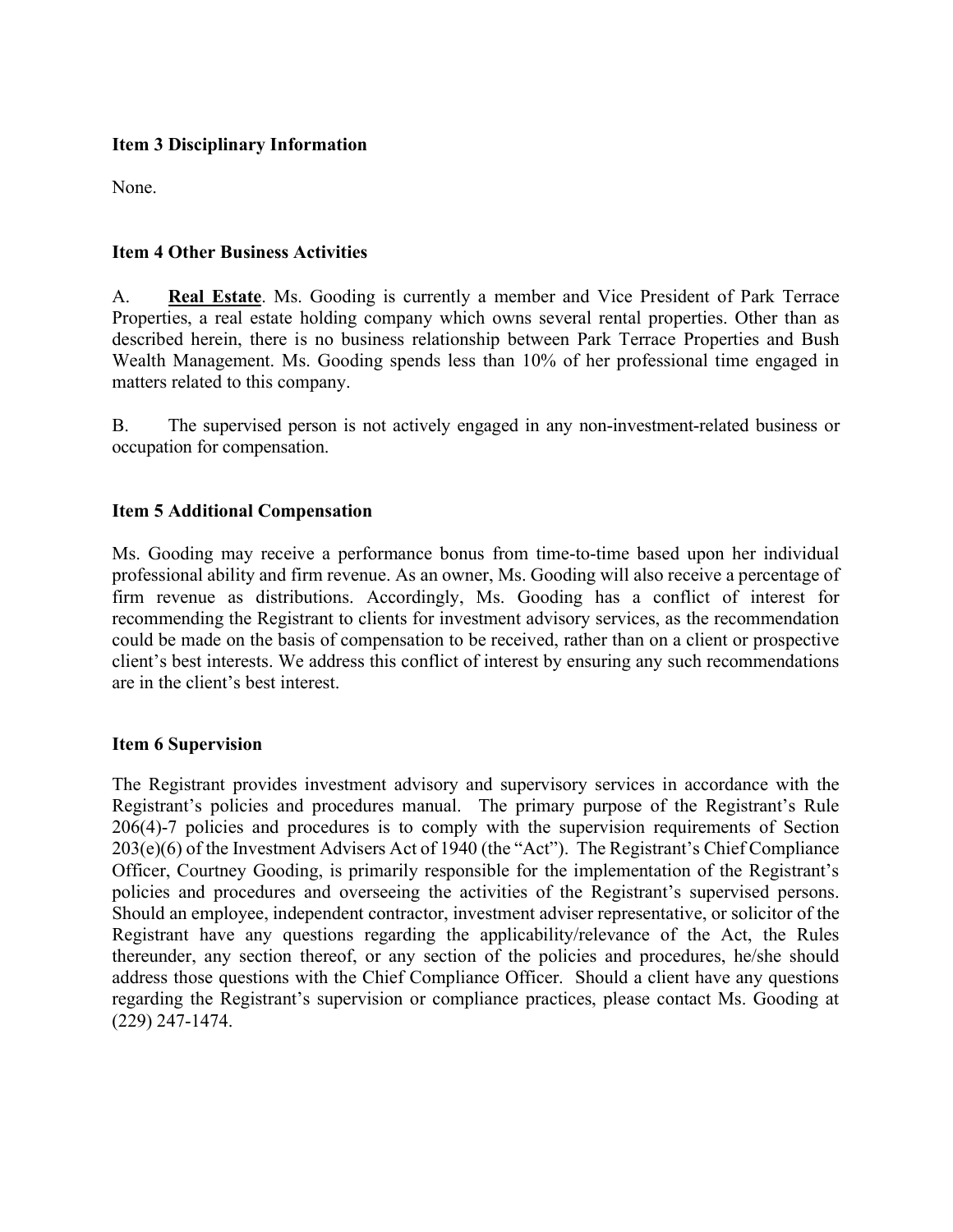### Item 3 Disciplinary Information

None.

### Item 4 Other Business Activities

A. **Real Estate**. Ms. Gooding is currently a member and Vice President of Park Terrace Properties, a real estate holding company which owns several rental properties. Other than as described herein, there is no business relationship between Park Terrace Properties and Bush Wealth Management. Ms. Gooding spends less than 10% of her professional time engaged in matters related to this company.

B. The supervised person is not actively engaged in any non-investment-related business or occupation for compensation.

### Item 5 Additional Compensation

Ms. Gooding may receive a performance bonus from time-to-time based upon her individual professional ability and firm revenue. As an owner, Ms. Gooding will also receive a percentage of firm revenue as distributions. Accordingly, Ms. Gooding has a conflict of interest for recommending the Registrant to clients for investment advisory services, as the recommendation could be made on the basis of compensation to be received, rather than on a client or prospective client's best interests. We address this conflict of interest by ensuring any such recommendations are in the client's best interest.

### Item 6 Supervision

The Registrant provides investment advisory and supervisory services in accordance with the Registrant's policies and procedures manual. The primary purpose of the Registrant's Rule 206(4)-7 policies and procedures is to comply with the supervision requirements of Section 203(e)(6) of the Investment Advisers Act of 1940 (the "Act"). The Registrant's Chief Compliance Officer, Courtney Gooding, is primarily responsible for the implementation of the Registrant's policies and procedures and overseeing the activities of the Registrant's supervised persons. Should an employee, independent contractor, investment adviser representative, or solicitor of the Registrant have any questions regarding the applicability/relevance of the Act, the Rules thereunder, any section thereof, or any section of the policies and procedures, he/she should address those questions with the Chief Compliance Officer. Should a client have any questions regarding the Registrant's supervision or compliance practices, please contact Ms. Gooding at (229) 247-1474.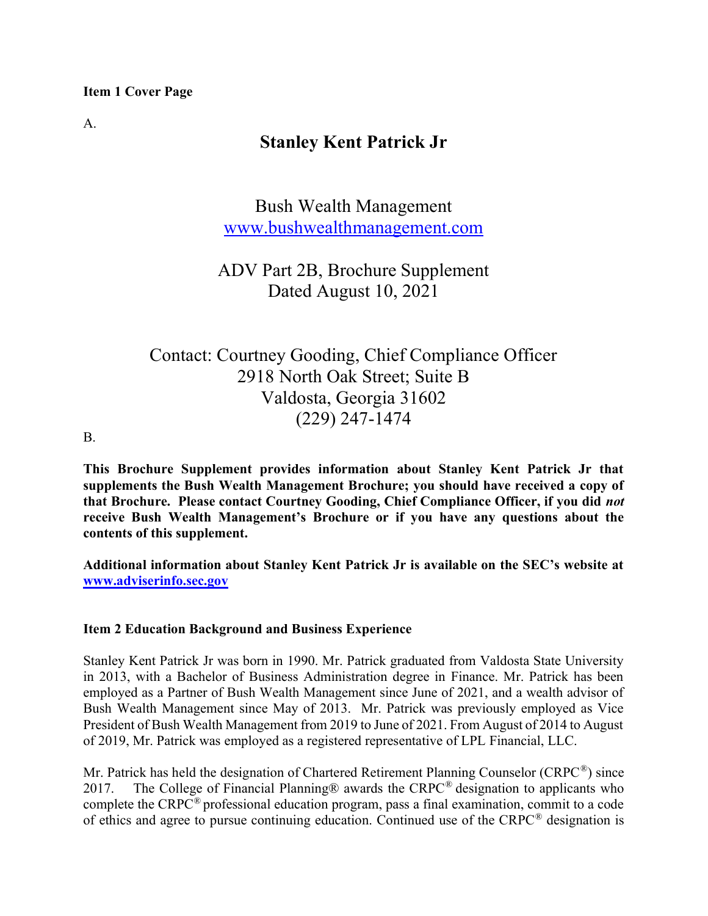**Item 1 Cover Page**

A.

# Stanley Kent Patrick Jr

Bush Wealth Management
www.bushwealthmanagement.com

ADV Part 2B, Brochure Supplement
Dated August 10, 2021

Contact: Courtney Gooding, Chief Compliance Officer
2918 North Oak Street; Suite B
Valdosta, Georgia 31602
(229) 247-1474

B.

**This Brochure Supplement provides information about Stanley Kent Patrick Jr that supplements the Bush Wealth Management Brochure; you should have received a copy of that Brochure. Please contact Courtney Gooding, Chief Compliance Officer, if you did *not* receive Bush Wealth Management's Brochure or if you have any questions about the contents of this supplement.**

**Additional information about Stanley Kent Patrick Jr is available on the SEC's website at www.adviserinfo.sec.gov**

**Item 2 Education Background and Business Experience**

Stanley Kent Patrick Jr was born in 1990. Mr. Patrick graduated from Valdosta State University in 2013, with a Bachelor of Business Administration degree in Finance. Mr. Patrick has been employed as a Partner of Bush Wealth Management since June of 2021, and a wealth advisor of Bush Wealth Management since May of 2013. Mr. Patrick was previously employed as Vice President of Bush Wealth Management from 2019 to June of 2021. From August of 2014 to August of 2019, Mr. Patrick was employed as a registered representative of LPL Financial, LLC.

Mr. Patrick has held the designation of Chartered Retirement Planning Counselor (CRPC®) since 2017. The College of Financial Planning® awards the CRPC® designation to applicants who complete the CRPC® professional education program, pass a final examination, commit to a code of ethics and agree to pursue continuing education. Continued use of the CRPC® designation is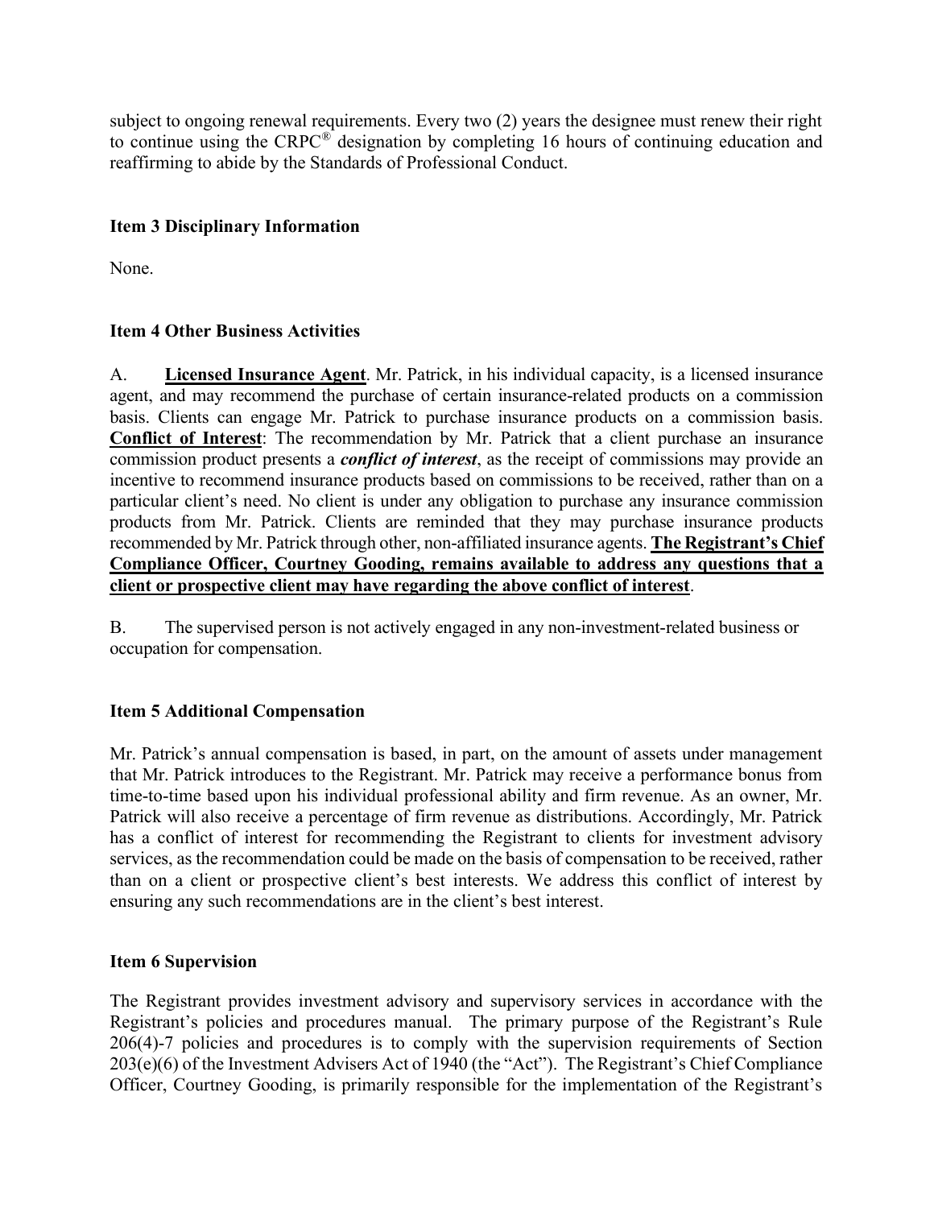subject to ongoing renewal requirements. Every two (2) years the designee must renew their right to continue using the CRPC® designation by completing 16 hours of continuing education and reaffirming to abide by the Standards of Professional Conduct.

### Item 3 Disciplinary Information

None.

### Item 4 Other Business Activities

A. **Licensed Insurance Agent**. Mr. Patrick, in his individual capacity, is a licensed insurance agent, and may recommend the purchase of certain insurance-related products on a commission basis. Clients can engage Mr. Patrick to purchase insurance products on a commission basis. **Conflict of Interest**: The recommendation by Mr. Patrick that a client purchase an insurance commission product presents a ***conflict of interest***, as the receipt of commissions may provide an incentive to recommend insurance products based on commissions to be received, rather than on a particular client's need. No client is under any obligation to purchase any insurance commission products from Mr. Patrick. Clients are reminded that they may purchase insurance products recommended by Mr. Patrick through other, non-affiliated insurance agents. **The Registrant's Chief Compliance Officer, Courtney Gooding, remains available to address any questions that a client or prospective client may have regarding the above conflict of interest**.

B. The supervised person is not actively engaged in any non-investment-related business or occupation for compensation.

### Item 5 Additional Compensation

Mr. Patrick's annual compensation is based, in part, on the amount of assets under management that Mr. Patrick introduces to the Registrant. Mr. Patrick may receive a performance bonus from time-to-time based upon his individual professional ability and firm revenue. As an owner, Mr. Patrick will also receive a percentage of firm revenue as distributions. Accordingly, Mr. Patrick has a conflict of interest for recommending the Registrant to clients for investment advisory services, as the recommendation could be made on the basis of compensation to be received, rather than on a client or prospective client's best interests. We address this conflict of interest by ensuring any such recommendations are in the client's best interest.

### Item 6 Supervision

The Registrant provides investment advisory and supervisory services in accordance with the Registrant's policies and procedures manual. The primary purpose of the Registrant's Rule 206(4)-7 policies and procedures is to comply with the supervision requirements of Section 203(e)(6) of the Investment Advisers Act of 1940 (the "Act"). The Registrant's Chief Compliance Officer, Courtney Gooding, is primarily responsible for the implementation of the Registrant's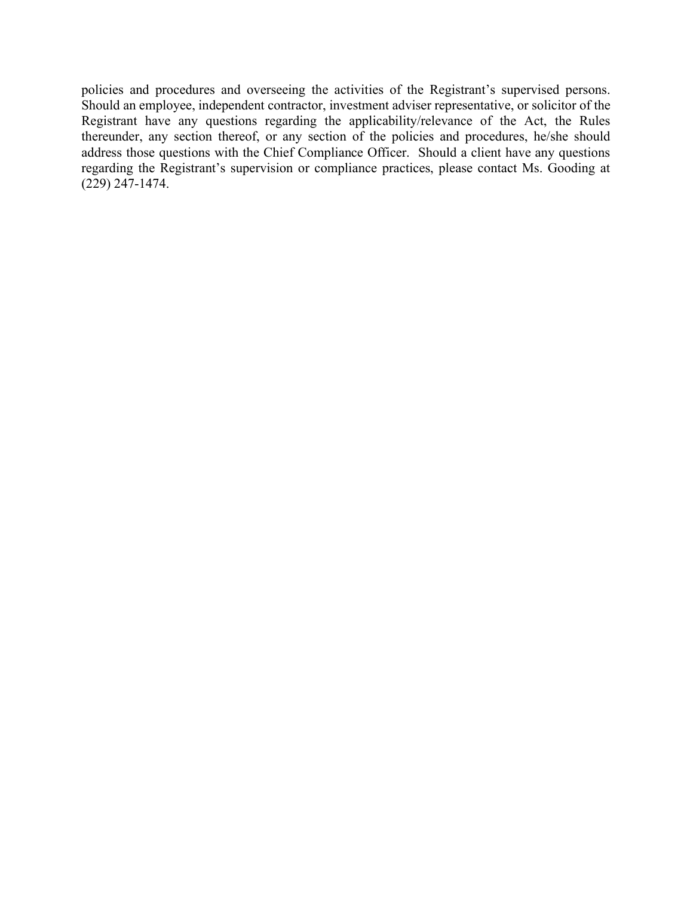policies and procedures and overseeing the activities of the Registrant's supervised persons. Should an employee, independent contractor, investment adviser representative, or solicitor of the Registrant have any questions regarding the applicability/relevance of the Act, the Rules thereunder, any section thereof, or any section of the policies and procedures, he/she should address those questions with the Chief Compliance Officer. Should a client have any questions regarding the Registrant's supervision or compliance practices, please contact Ms. Gooding at (229) 247-1474.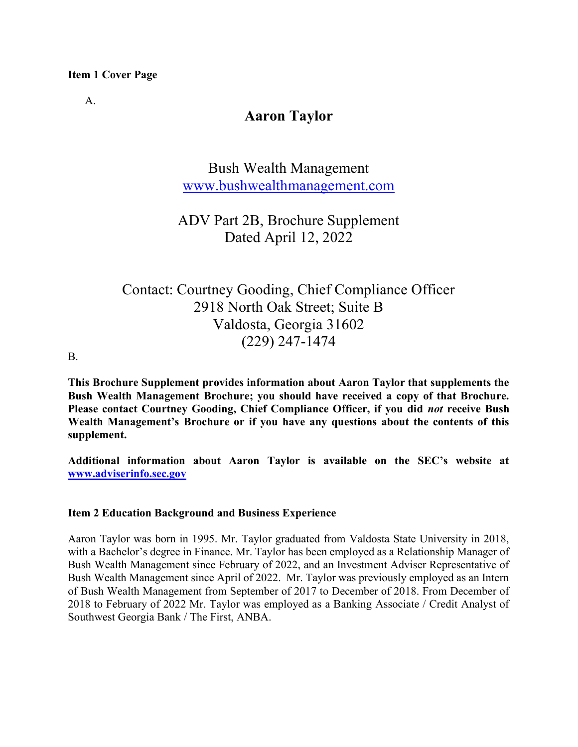**Item 1 Cover Page**

A.

# Aaron Taylor

Bush Wealth Management
[www.bushwealthmanagement.com](http://www.bushwealthmanagement.com)

ADV Part 2B, Brochure Supplement
Dated April 12, 2022

Contact: Courtney Gooding, Chief Compliance Officer
2918 North Oak Street; Suite B
Valdosta, Georgia 31602
(229) 247-1474

B.

**This Brochure Supplement provides information about Aaron Taylor that supplements the Bush Wealth Management Brochure; you should have received a copy of that Brochure. Please contact Courtney Gooding, Chief Compliance Officer, if you did *not* receive Bush Wealth Management's Brochure or if you have any questions about the contents of this supplement.**

**Additional information about Aaron Taylor is available on the SEC's website at [www.adviserinfo.sec.gov](http://www.adviserinfo.sec.gov)**

**Item 2 Education Background and Business Experience**

Aaron Taylor was born in 1995. Mr. Taylor graduated from Valdosta State University in 2018, with a Bachelor's degree in Finance. Mr. Taylor has been employed as a Relationship Manager of Bush Wealth Management since February of 2022, and an Investment Adviser Representative of Bush Wealth Management since April of 2022. Mr. Taylor was previously employed as an Intern of Bush Wealth Management from September of 2017 to December of 2018. From December of 2018 to February of 2022 Mr. Taylor was employed as a Banking Associate / Credit Analyst of Southwest Georgia Bank / The First, ANBA.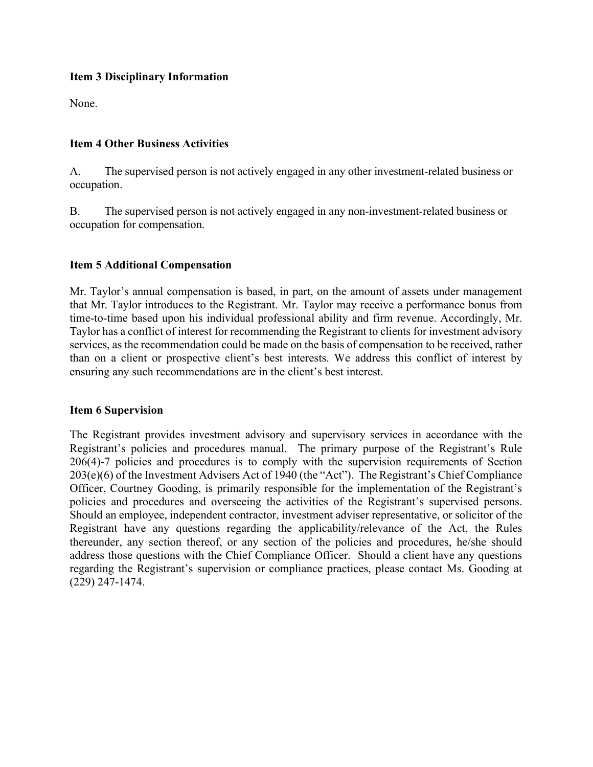## Item 3 Disciplinary Information

None.

## Item 4 Other Business Activities

A. The supervised person is not actively engaged in any other investment-related business or occupation.

B. The supervised person is not actively engaged in any non-investment-related business or occupation for compensation.

## Item 5 Additional Compensation

Mr. Taylor's annual compensation is based, in part, on the amount of assets under management that Mr. Taylor introduces to the Registrant. Mr. Taylor may receive a performance bonus from time-to-time based upon his individual professional ability and firm revenue. Accordingly, Mr. Taylor has a conflict of interest for recommending the Registrant to clients for investment advisory services, as the recommendation could be made on the basis of compensation to be received, rather than on a client or prospective client's best interests. We address this conflict of interest by ensuring any such recommendations are in the client's best interest.

## Item 6 Supervision

The Registrant provides investment advisory and supervisory services in accordance with the Registrant's policies and procedures manual. The primary purpose of the Registrant's Rule 206(4)-7 policies and procedures is to comply with the supervision requirements of Section 203(e)(6) of the Investment Advisers Act of 1940 (the "Act"). The Registrant's Chief Compliance Officer, Courtney Gooding, is primarily responsible for the implementation of the Registrant's policies and procedures and overseeing the activities of the Registrant's supervised persons. Should an employee, independent contractor, investment adviser representative, or solicitor of the Registrant have any questions regarding the applicability/relevance of the Act, the Rules thereunder, any section thereof, or any section of the policies and procedures, he/she should address those questions with the Chief Compliance Officer. Should a client have any questions regarding the Registrant's supervision or compliance practices, please contact Ms. Gooding at (229) 247-1474.